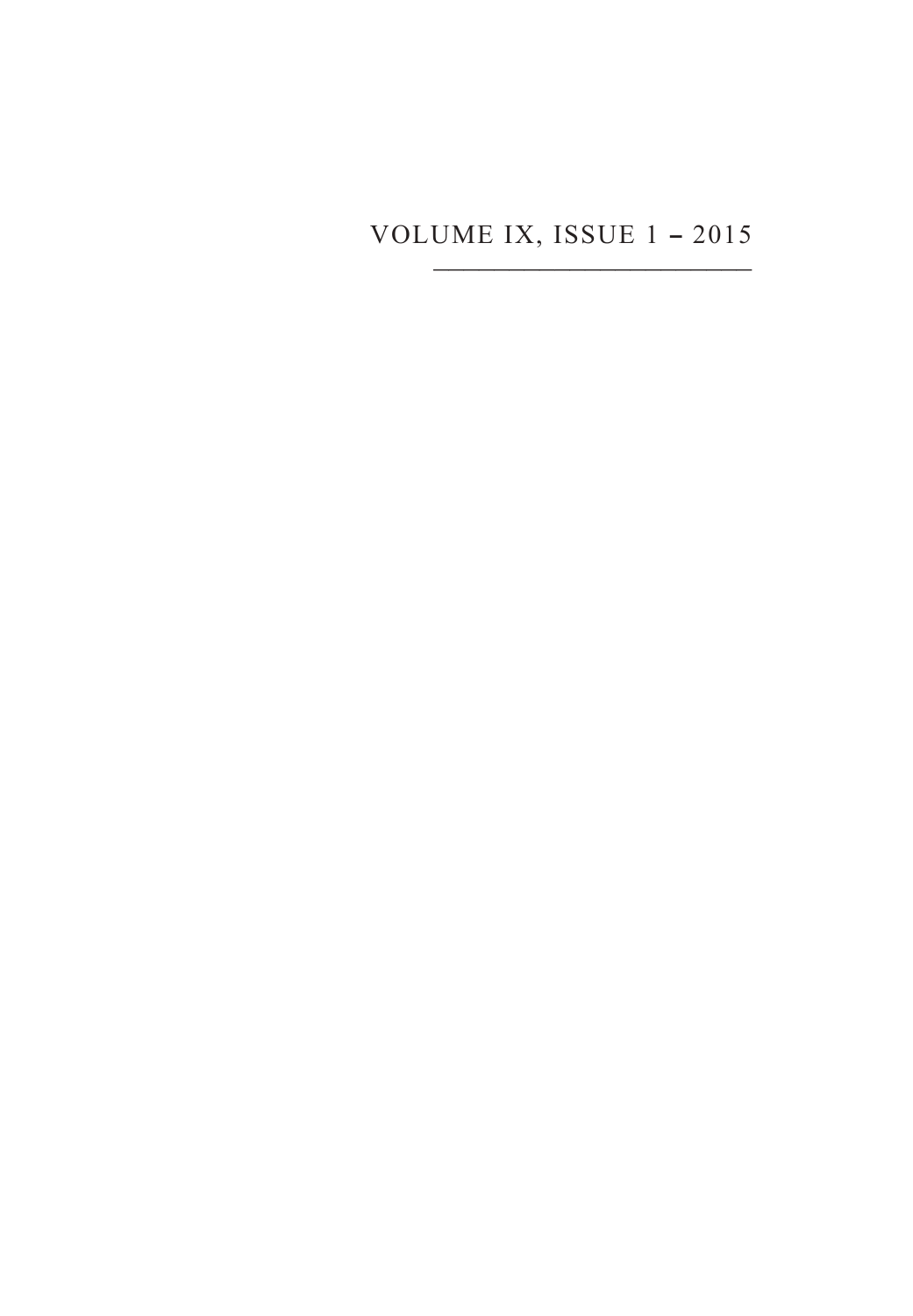VOLUME IX, ISSUE 1 – 2015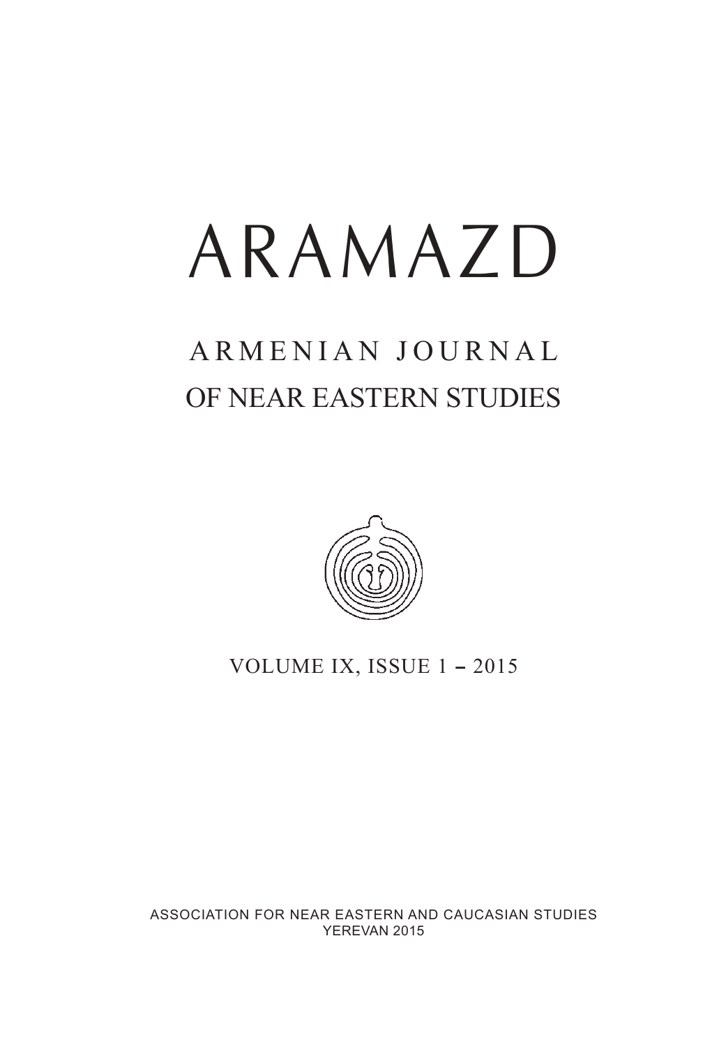# ARAMAZD

## ARMENIAN JOURNAL OF NEAR EASTERN STUDIES

VOLUME IX, ISSUE 1 – 2015

ASSOCIATION FOR NEAR EASTERN AND CAUCASIAN STUDIES
YEREVAN 2015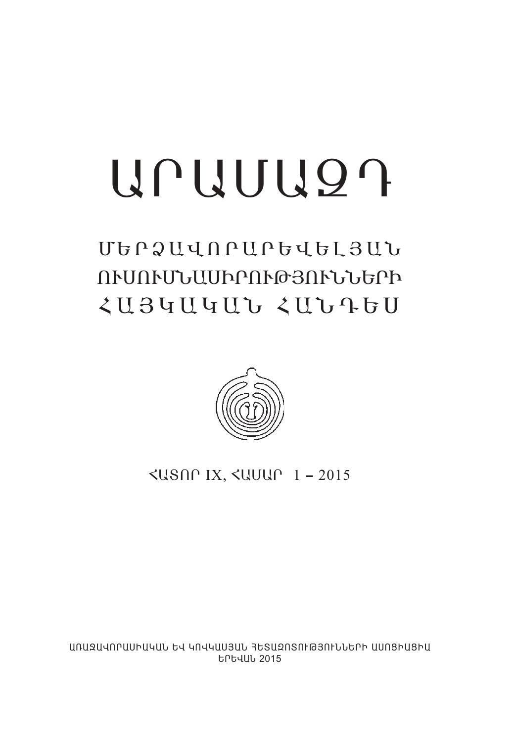# ԱՐԱՄԱԶԴ

## ՄԵՐՁԱՎՈՐԱՐԵՎԵԼՅԱՆ ՈՒՍՈՒՄՆԱՍԻՐՈՒԹՅՈՒՆՆԵՐԻ ՀԱՅԿԱԿԱՆ ՀԱՆԴԵՍ

ՀԱՏՈՐ IX, ՀԱՄԱՐ 1 – 2015

ԱՌԱՋԱՎՈՐԱՍԻԱԿԱՆ ԵՎ ԿՈՎԿԱՍՅԱՆ ՀԵՏԱԶՈՏՈՒԹՅՈՒՆՆԵՐԻ ԱՍՈՑԻԱՑԻԱ
ԵՐԵՎԱՆ 2015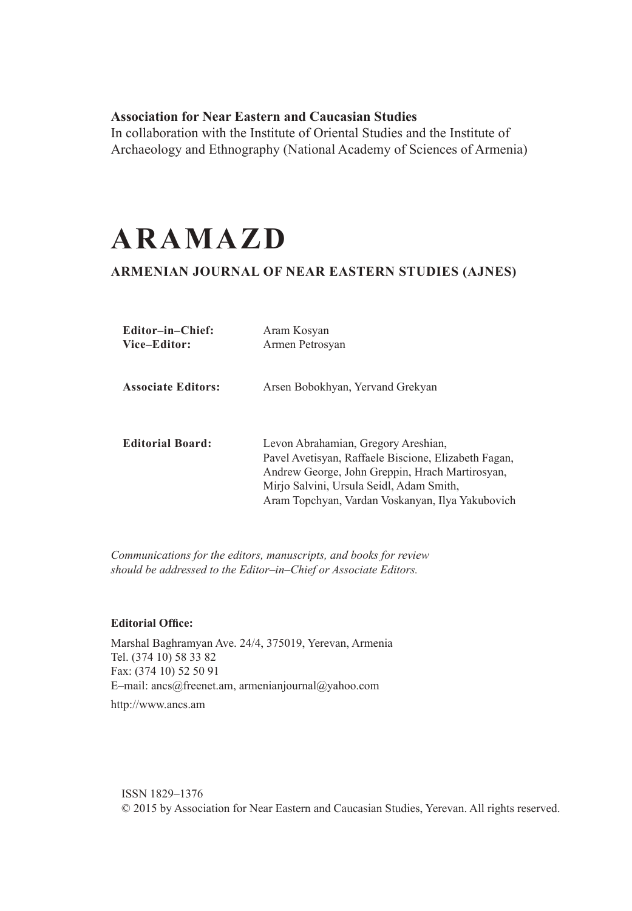**Association for Near Eastern and Caucasian Studies**
In collaboration with the Institute of Oriental Studies and the Institute of Archaeology and Ethnography (National Academy of Sciences of Armenia)

# ARAMAZD

## ARMENIAN JOURNAL OF NEAR EASTERN STUDIES (AJNES)

**Editor–in–Chief:** Aram Kosyan
**Vice–Editor:** Armen Petrosyan

**Associate Editors:** Arsen Bobokhyan, Yervand Grekyan

**Editorial Board:** Levon Abrahamian, Gregory Areshian, Pavel Avetisyan, Raffaele Biscione, Elizabeth Fagan, Andrew George, John Greppin, Hrach Martirosyan, Mirjo Salvini, Ursula Seidl, Adam Smith, Aram Topchyan, Vardan Voskanyan, Ilya Yakubovich

*Communications for the editors, manuscripts, and books for review should be addressed to the Editor–in–Chief or Associate Editors.*

**Editorial Office:**

Marshal Baghramyan Ave. 24/4, 375019, Yerevan, Armenia
Tel. (374 10) 58 33 82
Fax: (374 10) 52 50 91
E–mail: ancs@freenet.am, armenianjournal@yahoo.com
http://www.ancs.am

ISSN 1829–1376
© 2015 by Association for Near Eastern and Caucasian Studies, Yerevan. All rights reserved.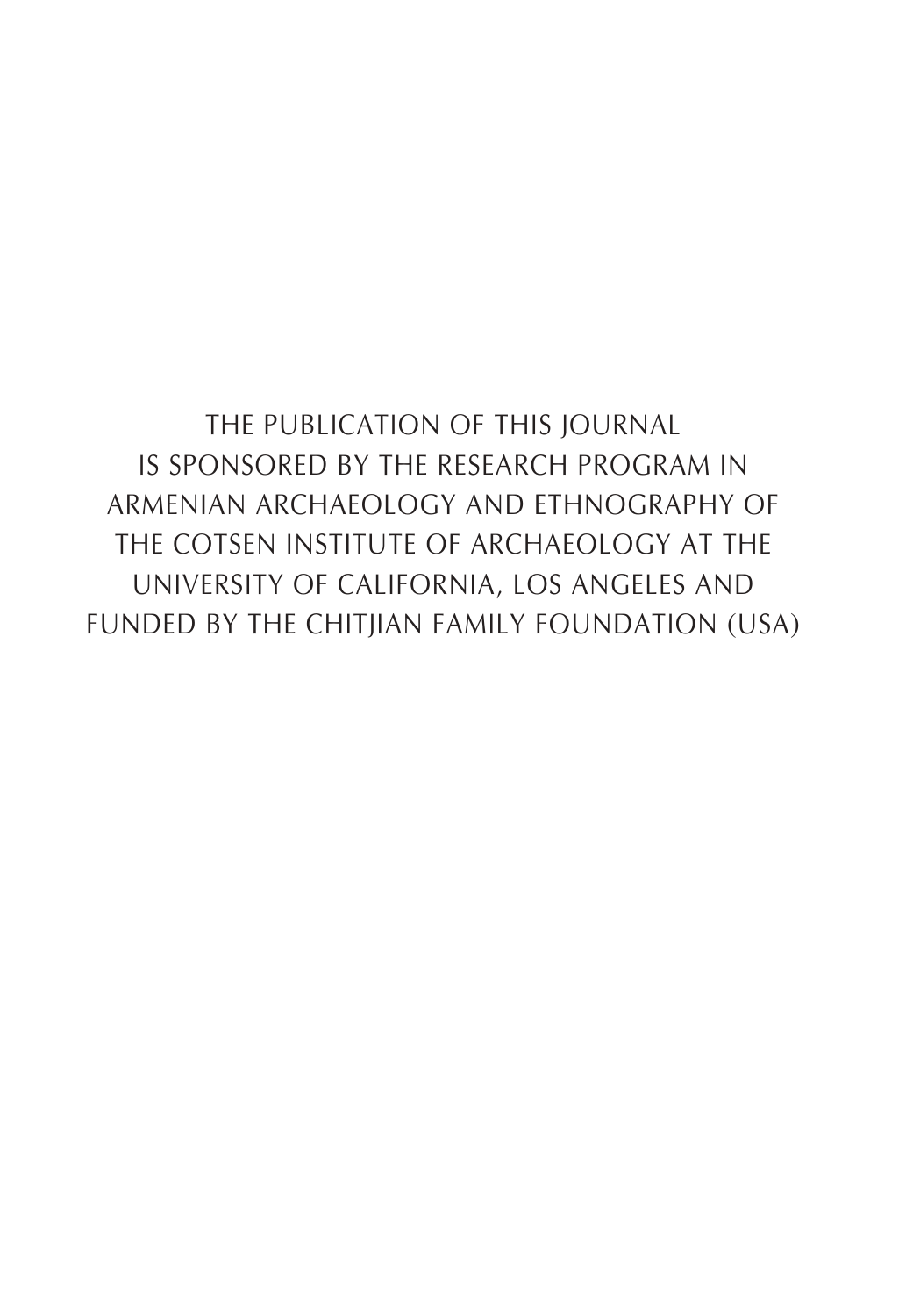THE PUBLICATION OF THIS JOURNAL
IS SPONSORED BY THE RESEARCH PROGRAM IN
ARMENIAN ARCHAEOLOGY AND ETHNOGRAPHY OF
THE COTSEN INSTITUTE OF ARCHAEOLOGY AT THE
UNIVERSITY OF CALIFORNIA, LOS ANGELES AND
FUNDED BY THE CHITJIAN FAMILY FOUNDATION (USA)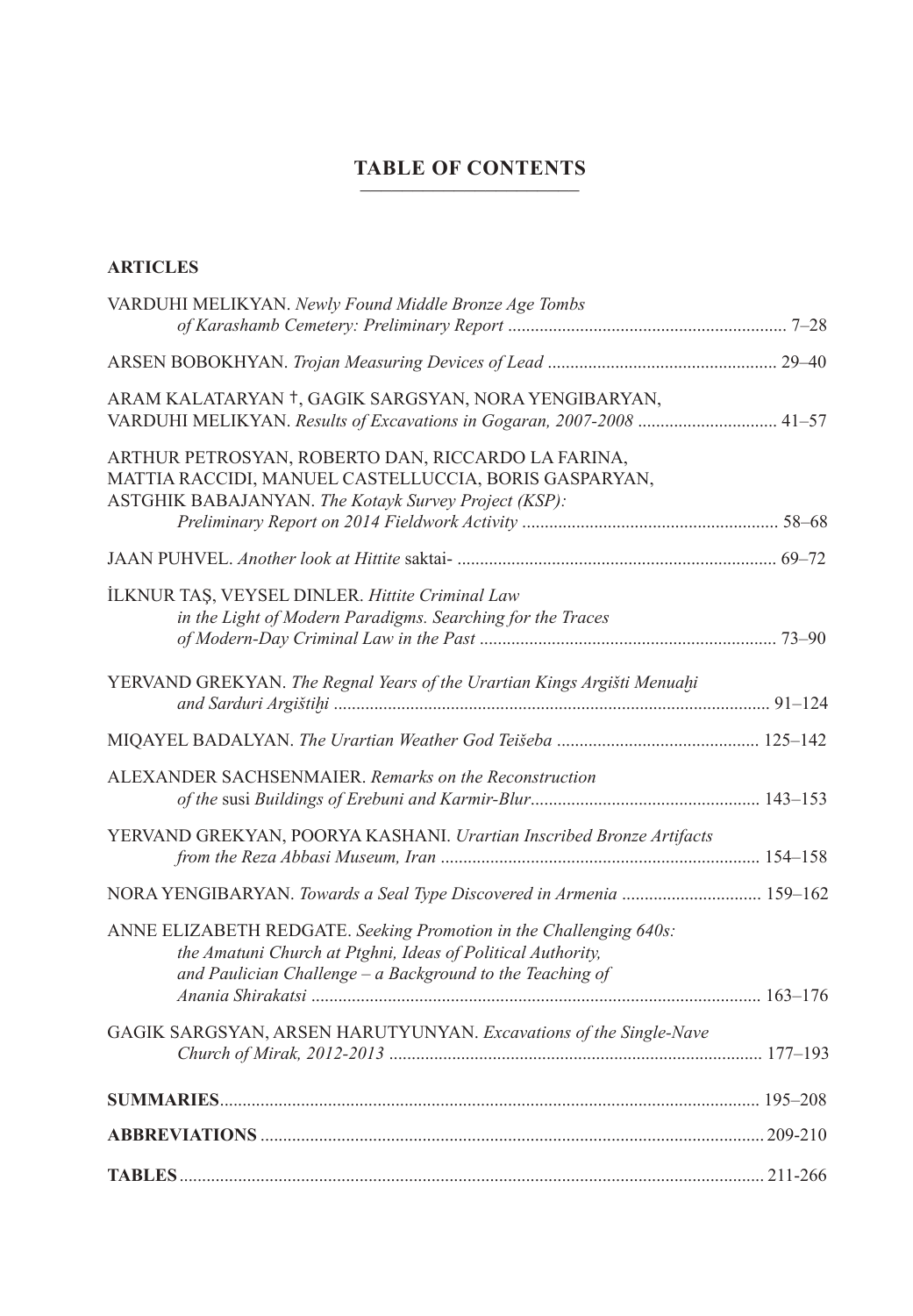# TABLE OF CONTENTS

## ARTICLES

VARDUHI MELIKYAN. *Newly Found Middle Bronze Age Tombs of Karashamb Cemetery: Preliminary Report* ............................................................. 7–28

ARSEN BOBOKHYAN. *Trojan Measuring Devices of Lead* .................................................. 29–40

ARAM KALATARYAN †, GAGIK SARGSYAN, NORA YENGIBARYAN, VARDUHI MELIKYAN. *Results of Excavations in Gogaran, 2007-2008* .............................. 41–57

ARTHUR PETROSYAN, ROBERTO DAN, RICCARDO LA FARINA, MATTIA RACCIDI, MANUEL CASTELLUCCIA, BORIS GASPARYAN, ASTGHIK BABAJANYAN. *The Kotayk Survey Project (KSP): Preliminary Report on 2014 Fieldwork Activity* ........................................................ 58–68

JAAN PUHVEL. *Another look at Hittite* saktai- ...................................................................... 69–72

İLKNUR TAŞ, VEYSEL DINLER. *Hittite Criminal Law in the Light of Modern Paradigms. Searching for the Traces of Modern-Day Criminal Law in the Past* ................................................................. 73–90

YERVAND GREKYAN. *The Regnal Years of the Urartian Kings Argišti Menuaḫi and Sarduri Argištiḫi* ................................................................................................ 91–124

MIQAYEL BADALYAN. *The Urartian Weather God Teišeba* ............................................ 125–142

ALEXANDER SACHSENMAIER. *Remarks on the Reconstruction of the* susi *Buildings of Erebuni and Karmir-Blur*.................................................. 143–153

YERVAND GREKYAN, POORYA KASHANI. *Urartian Inscribed Bronze Artifacts from the Reza Abbasi Museum, Iran* ...................................................................... 154–158

NORA YENGIBARYAN. *Towards a Seal Type Discovered in Armenia* .............................. 159–162

ANNE ELIZABETH REDGATE. *Seeking Promotion in the Challenging 640s: the Amatuni Church at Ptghni, Ideas of Political Authority, and Paulician Challenge – a Background to the Teaching of Anania Shirakatsi* .................................................................................................. 163–176

GAGIK SARGSYAN, ARSEN HARUTYUNYAN. *Excavations of the Single-Nave Church of Mirak, 2012-2013* .................................................................................. 177–193

**SUMMARIES**...................................................................................................................... 195–208

**ABBREVIATIONS** .............................................................................................................. 209-210

**TABLES** ................................................................................................................................ 211-266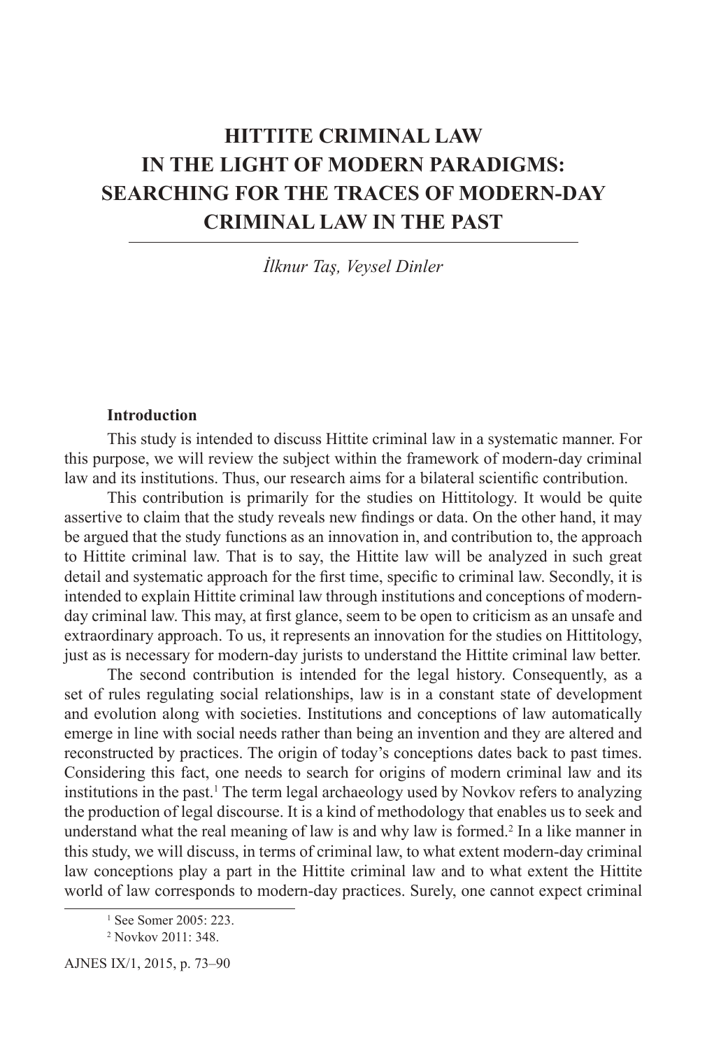# HITTITE CRIMINAL LAW IN THE LIGHT OF MODERN PARADIGMS: SEARCHING FOR THE TRACES OF MODERN-DAY CRIMINAL LAW IN THE PAST

*İlknur Taş, Veysel Dinler*

## Introduction

This study is intended to discuss Hittite criminal law in a systematic manner. For this purpose, we will review the subject within the framework of modern-day criminal law and its institutions. Thus, our research aims for a bilateral scientific contribution.

This contribution is primarily for the studies on Hittitology. It would be quite assertive to claim that the study reveals new findings or data. On the other hand, it may be argued that the study functions as an innovation in, and contribution to, the approach to Hittite criminal law. That is to say, the Hittite law will be analyzed in such great detail and systematic approach for the first time, specific to criminal law. Secondly, it is intended to explain Hittite criminal law through institutions and conceptions of modern-day criminal law. This may, at first glance, seem to be open to criticism as an unsafe and extraordinary approach. To us, it represents an innovation for the studies on Hittitology, just as is necessary for modern-day jurists to understand the Hittite criminal law better.

The second contribution is intended for the legal history. Consequently, as a set of rules regulating social relationships, law is in a constant state of development and evolution along with societies. Institutions and conceptions of law automatically emerge in line with social needs rather than being an invention and they are altered and reconstructed by practices. The origin of today's conceptions dates back to past times. Considering this fact, one needs to search for origins of modern criminal law and its institutions in the past.[1] The term legal archaeology used by Novkov refers to analyzing the production of legal discourse. It is a kind of methodology that enables us to seek and understand what the real meaning of law is and why law is formed.[2] In a like manner in this study, we will discuss, in terms of criminal law, to what extent modern-day criminal law conceptions play a part in the Hittite criminal law and to what extent the Hittite world of law corresponds to modern-day practices. Surely, one cannot expect criminal

---

[1] See Somer 2005: 223.

[2] Novkov 2011: 348.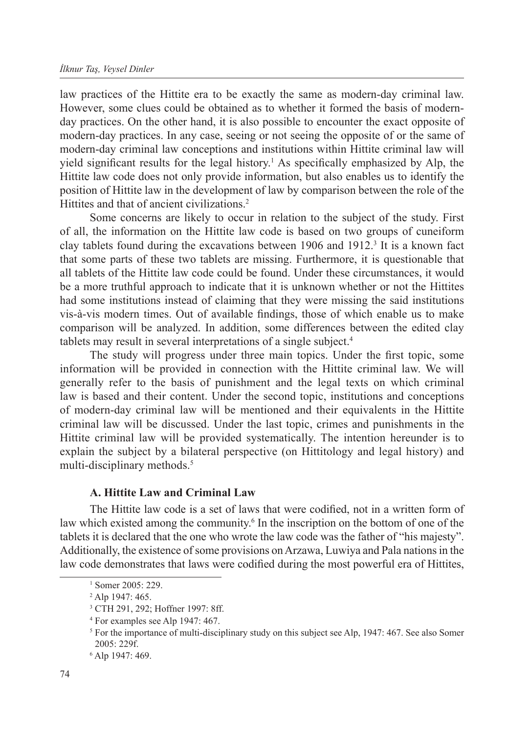law practices of the Hittite era to be exactly the same as modern-day criminal law. However, some clues could be obtained as to whether it formed the basis of modern-day practices. On the other hand, it is also possible to encounter the exact opposite of modern-day practices. In any case, seeing or not seeing the opposite of or the same of modern-day criminal law conceptions and institutions within Hittite criminal law will yield significant results for the legal history.[1] As specifically emphasized by Alp, the Hittite law code does not only provide information, but also enables us to identify the position of Hittite law in the development of law by comparison between the role of the Hittites and that of ancient civilizations.[2]

Some concerns are likely to occur in relation to the subject of the study. First of all, the information on the Hittite law code is based on two groups of cuneiform clay tablets found during the excavations between 1906 and 1912.[3] It is a known fact that some parts of these two tablets are missing. Furthermore, it is questionable that all tablets of the Hittite law code could be found. Under these circumstances, it would be a more truthful approach to indicate that it is unknown whether or not the Hittites had some institutions instead of claiming that they were missing the said institutions vis-à-vis modern times. Out of available findings, those of which enable us to make comparison will be analyzed. In addition, some differences between the edited clay tablets may result in several interpretations of a single subject.[4]

The study will progress under three main topics. Under the first topic, some information will be provided in connection with the Hittite criminal law. We will generally refer to the basis of punishment and the legal texts on which criminal law is based and their content. Under the second topic, institutions and conceptions of modern-day criminal law will be mentioned and their equivalents in the Hittite criminal law will be discussed. Under the last topic, crimes and punishments in the Hittite criminal law will be provided systematically. The intention hereunder is to explain the subject by a bilateral perspective (on Hittitology and legal history) and multi-disciplinary methods.[5]

## A. Hittite Law and Criminal Law

The Hittite law code is a set of laws that were codified, not in a written form of law which existed among the community.[6] In the inscription on the bottom of one of the tablets it is declared that the one who wrote the law code was the father of "his majesty". Additionally, the existence of some provisions on Arzawa, Luwiya and Pala nations in the law code demonstrates that laws were codified during the most powerful era of Hittites,

[1] Somer 2005: 229.

[2] Alp 1947: 465.

[3] CTH 291, 292; Hoffner 1997: 8ff.

[4] For examples see Alp 1947: 467.

[5] For the importance of multi-disciplinary study on this subject see Alp, 1947: 467. See also Somer 2005: 229f.

[6] Alp 1947: 469.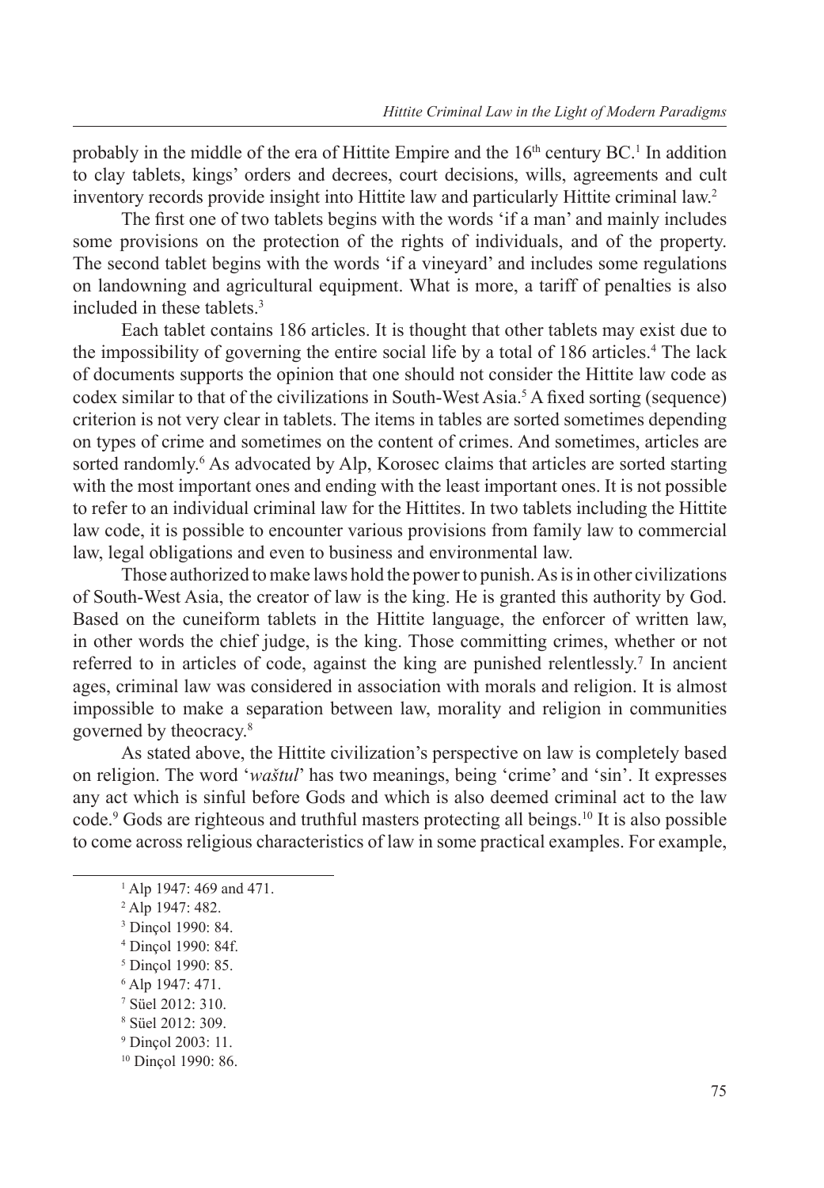probably in the middle of the era of Hittite Empire and the 16th century BC.[1] In addition to clay tablets, kings' orders and decrees, court decisions, wills, agreements and cult inventory records provide insight into Hittite law and particularly Hittite criminal law.[2]

The first one of two tablets begins with the words 'if a man' and mainly includes some provisions on the protection of the rights of individuals, and of the property. The second tablet begins with the words 'if a vineyard' and includes some regulations on landowning and agricultural equipment. What is more, a tariff of penalties is also included in these tablets.[3]

Each tablet contains 186 articles. It is thought that other tablets may exist due to the impossibility of governing the entire social life by a total of 186 articles.[4] The lack of documents supports the opinion that one should not consider the Hittite law code as codex similar to that of the civilizations in South-West Asia.[5] A fixed sorting (sequence) criterion is not very clear in tablets. The items in tables are sorted sometimes depending on types of crime and sometimes on the content of crimes. And sometimes, articles are sorted randomly.[6] As advocated by Alp, Korosec claims that articles are sorted starting with the most important ones and ending with the least important ones. It is not possible to refer to an individual criminal law for the Hittites. In two tablets including the Hittite law code, it is possible to encounter various provisions from family law to commercial law, legal obligations and even to business and environmental law.

Those authorized to make laws hold the power to punish. As is in other civilizations of South-West Asia, the creator of law is the king. He is granted this authority by God. Based on the cuneiform tablets in the Hittite language, the enforcer of written law, in other words the chief judge, is the king. Those committing crimes, whether or not referred to in articles of code, against the king are punished relentlessly.[7] In ancient ages, criminal law was considered in association with morals and religion. It is almost impossible to make a separation between law, morality and religion in communities governed by theocracy.[8]

As stated above, the Hittite civilization's perspective on law is completely based on religion. The word '*waštul*' has two meanings, being 'crime' and 'sin'. It expresses any act which is sinful before Gods and which is also deemed criminal act to the law code.[9] Gods are righteous and truthful masters protecting all beings.[10] It is also possible to come across religious characteristics of law in some practical examples. For example,

---

[1] Alp 1947: 469 and 471.

[2] Alp 1947: 482.

[3] Dinçol 1990: 84.

[4] Dinçol 1990: 84f.

[5] Dinçol 1990: 85.

[6] Alp 1947: 471.

[7] Süel 2012: 310.

[8] Süel 2012: 309.

[9] Dinçol 2003: 11.

[10] Dinçol 1990: 86.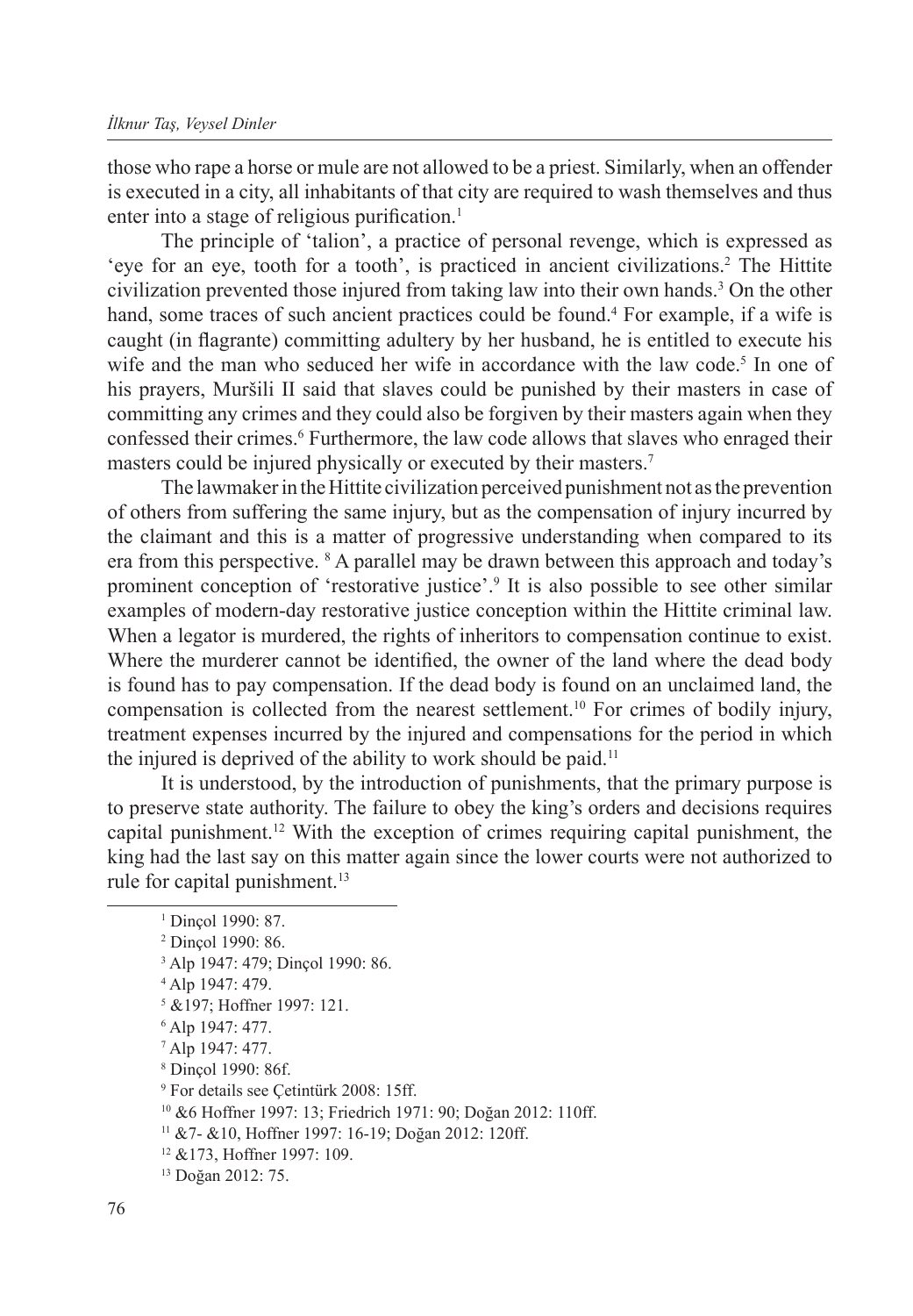those who rape a horse or mule are not allowed to be a priest. Similarly, when an offender is executed in a city, all inhabitants of that city are required to wash themselves and thus enter into a stage of religious purification.[1]

The principle of 'talion', a practice of personal revenge, which is expressed as 'eye for an eye, tooth for a tooth', is practiced in ancient civilizations.[2] The Hittite civilization prevented those injured from taking law into their own hands.[3] On the other hand, some traces of such ancient practices could be found.[4] For example, if a wife is caught (in flagrante) committing adultery by her husband, he is entitled to execute his wife and the man who seduced her wife in accordance with the law code.[5] In one of his prayers, Muršili II said that slaves could be punished by their masters in case of committing any crimes and they could also be forgiven by their masters again when they confessed their crimes.[6] Furthermore, the law code allows that slaves who enraged their masters could be injured physically or executed by their masters.[7]

The lawmaker in the Hittite civilization perceived punishment not as the prevention of others from suffering the same injury, but as the compensation of injury incurred by the claimant and this is a matter of progressive understanding when compared to its era from this perspective. [8] A parallel may be drawn between this approach and today's prominent conception of 'restorative justice'.[9] It is also possible to see other similar examples of modern-day restorative justice conception within the Hittite criminal law. When a legator is murdered, the rights of inheritors to compensation continue to exist. Where the murderer cannot be identified, the owner of the land where the dead body is found has to pay compensation. If the dead body is found on an unclaimed land, the compensation is collected from the nearest settlement.[10] For crimes of bodily injury, treatment expenses incurred by the injured and compensations for the period in which the injured is deprived of the ability to work should be paid.[11]

It is understood, by the introduction of punishments, that the primary purpose is to preserve state authority. The failure to obey the king's orders and decisions requires capital punishment.[12] With the exception of crimes requiring capital punishment, the king had the last say on this matter again since the lower courts were not authorized to rule for capital punishment.[13]

---

[1] Dinçol 1990: 87.

[2] Dinçol 1990: 86.

[3] Alp 1947: 479; Dinçol 1990: 86.

[4] Alp 1947: 479.

[5] &197; Hoffner 1997: 121.

[6] Alp 1947: 477.

[7] Alp 1947: 477.

[8] Dinçol 1990: 86f.

[9] For details see Çetintürk 2008: 15ff.

[10] &6 Hoffner 1997: 13; Friedrich 1971: 90; Doğan 2012: 110ff.

[11] &7- &10, Hoffner 1997: 16-19; Doğan 2012: 120ff.

[12] &173, Hoffner 1997: 109.

[13] Doğan 2012: 75.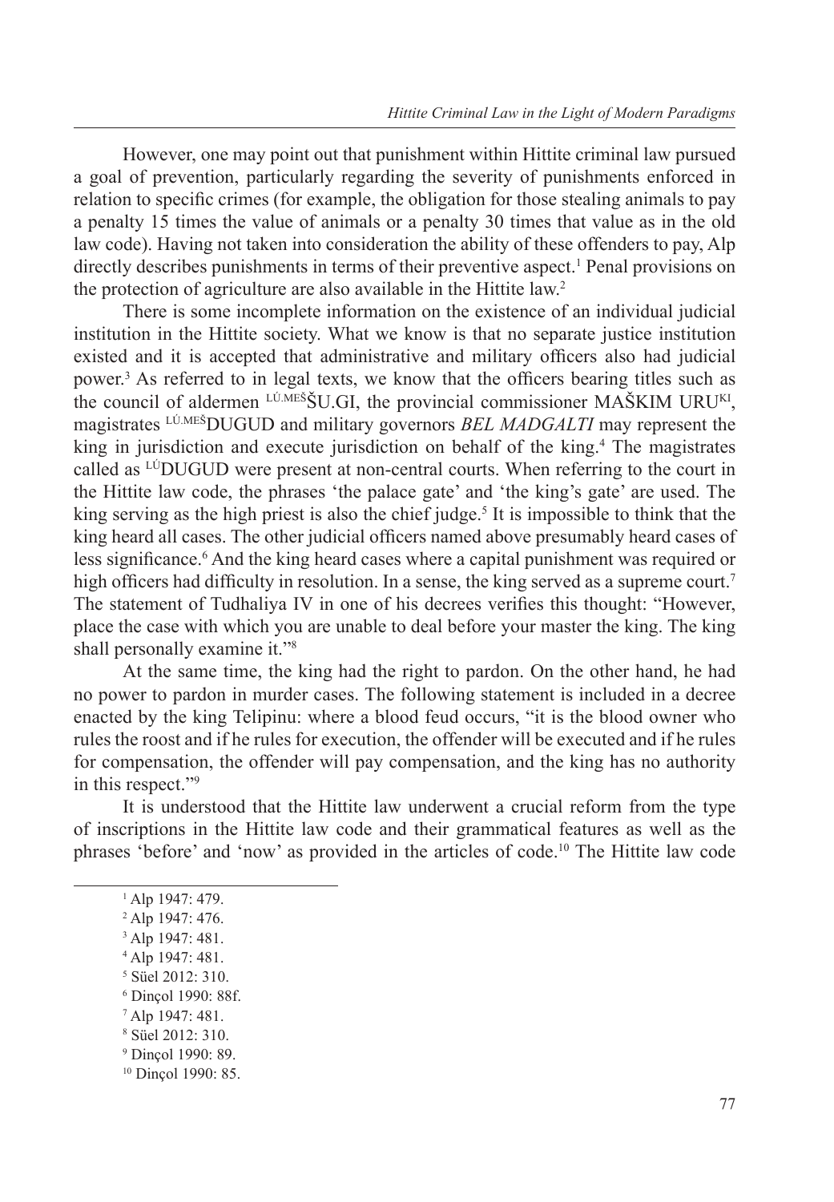However, one may point out that punishment within Hittite criminal law pursued a goal of prevention, particularly regarding the severity of punishments enforced in relation to specific crimes (for example, the obligation for those stealing animals to pay a penalty 15 times the value of animals or a penalty 30 times that value as in the old law code). Having not taken into consideration the ability of these offenders to pay, Alp directly describes punishments in terms of their preventive aspect.[1] Penal provisions on the protection of agriculture are also available in the Hittite law.[2]

There is some incomplete information on the existence of an individual judicial institution in the Hittite society. What we know is that no separate justice institution existed and it is accepted that administrative and military officers also had judicial power.[3] As referred to in legal texts, we know that the officers bearing titles such as the council of aldermen LÚ.MEŠŠU.GI, the provincial commissioner MAŠKIM URUKI, magistrates LÚ.MEŠDUGUD and military governors *BEL MADGALTI* may represent the king in jurisdiction and execute jurisdiction on behalf of the king.[4] The magistrates called as LÚDUGUD were present at non-central courts. When referring to the court in the Hittite law code, the phrases 'the palace gate' and 'the king's gate' are used. The king serving as the high priest is also the chief judge.[5] It is impossible to think that the king heard all cases. The other judicial officers named above presumably heard cases of less significance.[6] And the king heard cases where a capital punishment was required or high officers had difficulty in resolution. In a sense, the king served as a supreme court.[7] The statement of Tudhaliya IV in one of his decrees verifies this thought: "However, place the case with which you are unable to deal before your master the king. The king shall personally examine it."[8]

At the same time, the king had the right to pardon. On the other hand, he had no power to pardon in murder cases. The following statement is included in a decree enacted by the king Telipinu: where a blood feud occurs, "it is the blood owner who rules the roost and if he rules for execution, the offender will be executed and if he rules for compensation, the offender will pay compensation, and the king has no authority in this respect."[9]

It is understood that the Hittite law underwent a crucial reform from the type of inscriptions in the Hittite law code and their grammatical features as well as the phrases 'before' and 'now' as provided in the articles of code.[10] The Hittite law code

---

[1] Alp 1947: 479.

[2] Alp 1947: 476.

[3] Alp 1947: 481.

[4] Alp 1947: 481.

[5] Süel 2012: 310.

[6] Dinçol 1990: 88f.

[7] Alp 1947: 481.

[8] Süel 2012: 310.

[9] Dinçol 1990: 89.

[10] Dinçol 1990: 85.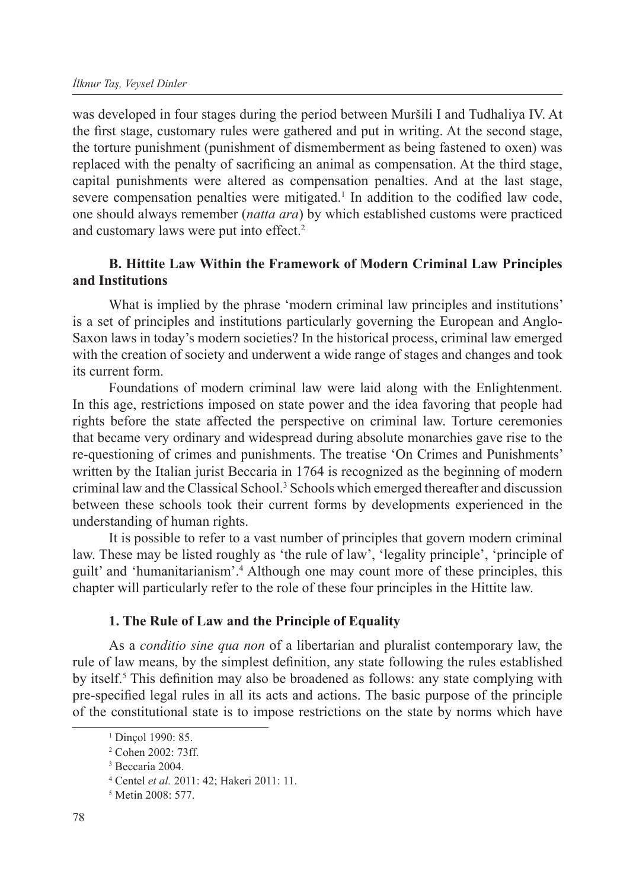was developed in four stages during the period between Muršili I and Tudhaliya IV. At the first stage, customary rules were gathered and put in writing. At the second stage, the torture punishment (punishment of dismemberment as being fastened to oxen) was replaced with the penalty of sacrificing an animal as compensation. At the third stage, capital punishments were altered as compensation penalties. And at the last stage, severe compensation penalties were mitigated.[1] In addition to the codified law code, one should always remember (*natta ara*) by which established customs were practiced and customary laws were put into effect.[2]

### B. Hittite Law Within the Framework of Modern Criminal Law Principles and Institutions

What is implied by the phrase 'modern criminal law principles and institutions' is a set of principles and institutions particularly governing the European and Anglo-Saxon laws in today's modern societies? In the historical process, criminal law emerged with the creation of society and underwent a wide range of stages and changes and took its current form.

Foundations of modern criminal law were laid along with the Enlightenment. In this age, restrictions imposed on state power and the idea favoring that people had rights before the state affected the perspective on criminal law. Torture ceremonies that became very ordinary and widespread during absolute monarchies gave rise to the re-questioning of crimes and punishments. The treatise 'On Crimes and Punishments' written by the Italian jurist Beccaria in 1764 is recognized as the beginning of modern criminal law and the Classical School.[3] Schools which emerged thereafter and discussion between these schools took their current forms by developments experienced in the understanding of human rights.

It is possible to refer to a vast number of principles that govern modern criminal law. These may be listed roughly as 'the rule of law', 'legality principle', 'principle of guilt' and 'humanitarianism'.[4] Although one may count more of these principles, this chapter will particularly refer to the role of these four principles in the Hittite law.

#### 1. The Rule of Law and the Principle of Equality

As a *conditio sine qua non* of a libertarian and pluralist contemporary law, the rule of law means, by the simplest definition, any state following the rules established by itself.[5] This definition may also be broadened as follows: any state complying with pre-specified legal rules in all its acts and actions. The basic purpose of the principle of the constitutional state is to impose restrictions on the state by norms which have

---

[1] Dinçol 1990: 85.

[2] Cohen 2002: 73ff.

[3] Beccaria 2004.

[4] Centel *et al.* 2011: 42; Hakeri 2011: 11.

[5] Metin 2008: 577.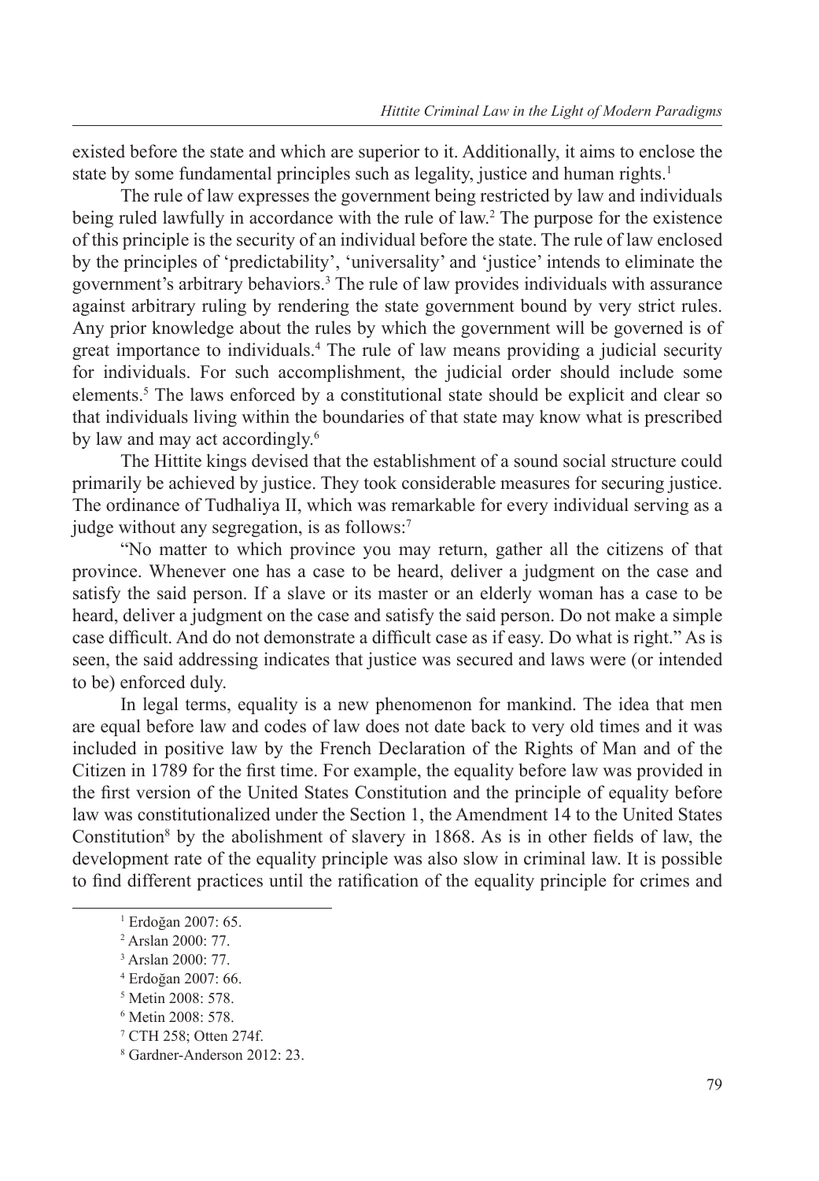existed before the state and which are superior to it. Additionally, it aims to enclose the state by some fundamental principles such as legality, justice and human rights.[1]

The rule of law expresses the government being restricted by law and individuals being ruled lawfully in accordance with the rule of law.[2] The purpose for the existence of this principle is the security of an individual before the state. The rule of law enclosed by the principles of 'predictability', 'universality' and 'justice' intends to eliminate the government's arbitrary behaviors.[3] The rule of law provides individuals with assurance against arbitrary ruling by rendering the state government bound by very strict rules. Any prior knowledge about the rules by which the government will be governed is of great importance to individuals.[4] The rule of law means providing a judicial security for individuals. For such accomplishment, the judicial order should include some elements.[5] The laws enforced by a constitutional state should be explicit and clear so that individuals living within the boundaries of that state may know what is prescribed by law and may act accordingly.[6]

The Hittite kings devised that the establishment of a sound social structure could primarily be achieved by justice. They took considerable measures for securing justice. The ordinance of Tudhaliya II, which was remarkable for every individual serving as a judge without any segregation, is as follows:[7]

"No matter to which province you may return, gather all the citizens of that province. Whenever one has a case to be heard, deliver a judgment on the case and satisfy the said person. If a slave or its master or an elderly woman has a case to be heard, deliver a judgment on the case and satisfy the said person. Do not make a simple case difficult. And do not demonstrate a difficult case as if easy. Do what is right." As is seen, the said addressing indicates that justice was secured and laws were (or intended to be) enforced duly.

In legal terms, equality is a new phenomenon for mankind. The idea that men are equal before law and codes of law does not date back to very old times and it was included in positive law by the French Declaration of the Rights of Man and of the Citizen in 1789 for the first time. For example, the equality before law was provided in the first version of the United States Constitution and the principle of equality before law was constitutionalized under the Section 1, the Amendment 14 to the United States Constitution[8] by the abolishment of slavery in 1868. As is in other fields of law, the development rate of the equality principle was also slow in criminal law. It is possible to find different practices until the ratification of the equality principle for crimes and

---

[1] Erdoğan 2007: 65.

[2] Arslan 2000: 77.

[3] Arslan 2000: 77.

[4] Erdoğan 2007: 66.

[5] Metin 2008: 578.

[6] Metin 2008: 578.

[7] CTH 258; Otten 274f.

[8] Gardner-Anderson 2012: 23.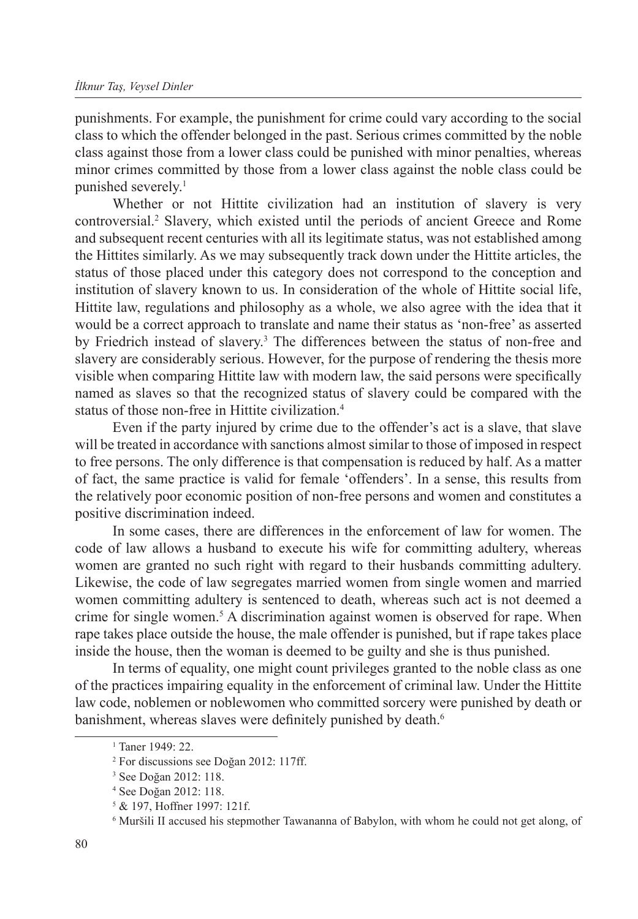punishments. For example, the punishment for crime could vary according to the social class to which the offender belonged in the past. Serious crimes committed by the noble class against those from a lower class could be punished with minor penalties, whereas minor crimes committed by those from a lower class against the noble class could be punished severely.[1]

Whether or not Hittite civilization had an institution of slavery is very controversial.[2] Slavery, which existed until the periods of ancient Greece and Rome and subsequent recent centuries with all its legitimate status, was not established among the Hittites similarly. As we may subsequently track down under the Hittite articles, the status of those placed under this category does not correspond to the conception and institution of slavery known to us. In consideration of the whole of Hittite social life, Hittite law, regulations and philosophy as a whole, we also agree with the idea that it would be a correct approach to translate and name their status as 'non-free' as asserted by Friedrich instead of slavery.[3] The differences between the status of non-free and slavery are considerably serious. However, for the purpose of rendering the thesis more visible when comparing Hittite law with modern law, the said persons were specifically named as slaves so that the recognized status of slavery could be compared with the status of those non-free in Hittite civilization.[4]

Even if the party injured by crime due to the offender's act is a slave, that slave will be treated in accordance with sanctions almost similar to those of imposed in respect to free persons. The only difference is that compensation is reduced by half. As a matter of fact, the same practice is valid for female 'offenders'. In a sense, this results from the relatively poor economic position of non-free persons and women and constitutes a positive discrimination indeed.

In some cases, there are differences in the enforcement of law for women. The code of law allows a husband to execute his wife for committing adultery, whereas women are granted no such right with regard to their husbands committing adultery. Likewise, the code of law segregates married women from single women and married women committing adultery is sentenced to death, whereas such act is not deemed a crime for single women.[5] A discrimination against women is observed for rape. When rape takes place outside the house, the male offender is punished, but if rape takes place inside the house, then the woman is deemed to be guilty and she is thus punished.

In terms of equality, one might count privileges granted to the noble class as one of the practices impairing equality in the enforcement of criminal law. Under the Hittite law code, noblemen or noblewomen who committed sorcery were punished by death or banishment, whereas slaves were definitely punished by death.[6]

---

[1] Taner 1949: 22.

[2] For discussions see Doğan 2012: 117ff.

[3] See Doğan 2012: 118.

[4] See Doğan 2012: 118.

[5] & 197, Hoffner 1997: 121f.

[6] Muršili II accused his stepmother Tawananna of Babylon, with whom he could not get along, of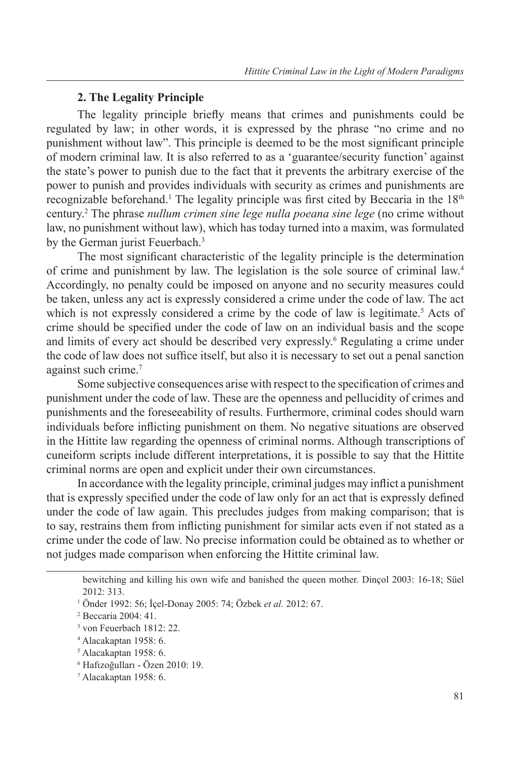## 2. The Legality Principle

The legality principle briefly means that crimes and punishments could be regulated by law; in other words, it is expressed by the phrase "no crime and no punishment without law". This principle is deemed to be the most significant principle of modern criminal law. It is also referred to as a 'guarantee/security function' against the state's power to punish due to the fact that it prevents the arbitrary exercise of the power to punish and provides individuals with security as crimes and punishments are recognizable beforehand.[1] The legality principle was first cited by Beccaria in the 18th century.[2] The phrase *nullum crimen sine lege nulla poeana sine lege* (no crime without law, no punishment without law), which has today turned into a maxim, was formulated by the German jurist Feuerbach.[3]

The most significant characteristic of the legality principle is the determination of crime and punishment by law. The legislation is the sole source of criminal law.[4] Accordingly, no penalty could be imposed on anyone and no security measures could be taken, unless any act is expressly considered a crime under the code of law. The act which is not expressly considered a crime by the code of law is legitimate.[5] Acts of crime should be specified under the code of law on an individual basis and the scope and limits of every act should be described very expressly.[6] Regulating a crime under the code of law does not suffice itself, but also it is necessary to set out a penal sanction against such crime.[7]

Some subjective consequences arise with respect to the specification of crimes and punishment under the code of law. These are the openness and pellucidity of crimes and punishments and the foreseeability of results. Furthermore, criminal codes should warn individuals before inflicting punishment on them. No negative situations are observed in the Hittite law regarding the openness of criminal norms. Although transcriptions of cuneiform scripts include different interpretations, it is possible to say that the Hittite criminal norms are open and explicit under their own circumstances.

In accordance with the legality principle, criminal judges may inflict a punishment that is expressly specified under the code of law only for an act that is expressly defined under the code of law again. This precludes judges from making comparison; that is to say, restrains them from inflicting punishment for similar acts even if not stated as a crime under the code of law. No precise information could be obtained as to whether or not judges made comparison when enforcing the Hittite criminal law.

---

bewitching and killing his own wife and banished the queen mother. Dinçol 2003: 16-18; Süel 2012: 313.

[1] Önder 1992: 56; İçel-Donay 2005: 74; Özbek *et al.* 2012: 67.

[2] Beccaria 2004: 41.

[3] von Feuerbach 1812: 22.

[4] Alacakaptan 1958: 6.

[5] Alacakaptan 1958: 6.

[6] Hafızoğulları - Özen 2010: 19.

[7] Alacakaptan 1958: 6.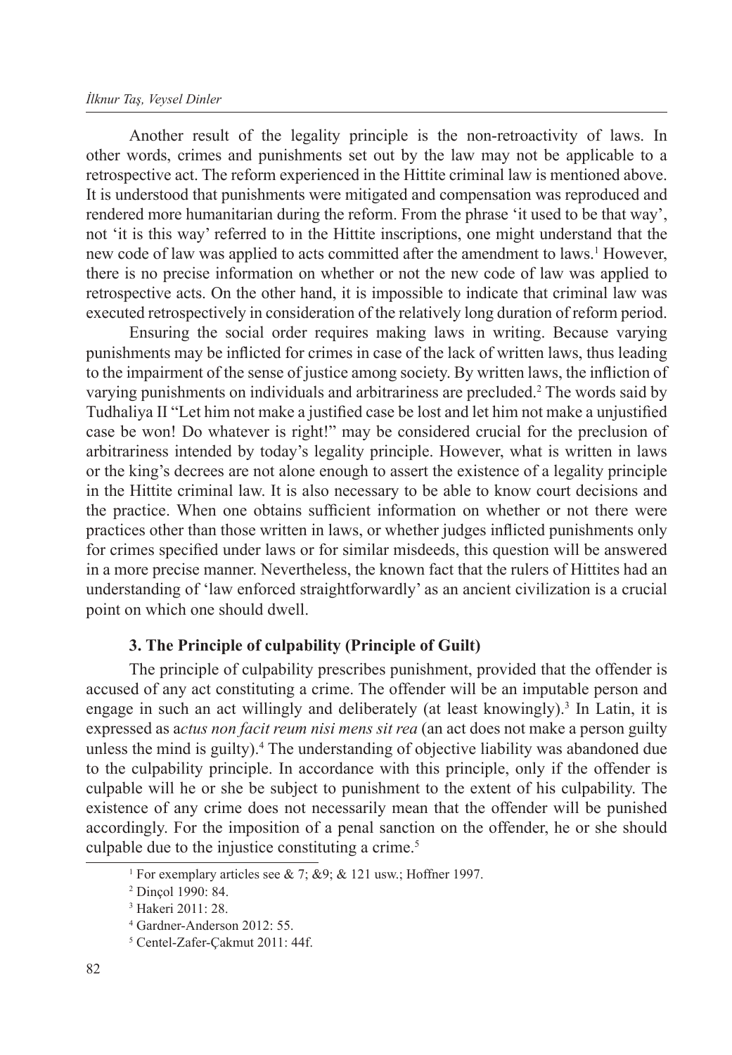Another result of the legality principle is the non-retroactivity of laws. In other words, crimes and punishments set out by the law may not be applicable to a retrospective act. The reform experienced in the Hittite criminal law is mentioned above. It is understood that punishments were mitigated and compensation was reproduced and rendered more humanitarian during the reform. From the phrase 'it used to be that way', not 'it is this way' referred to in the Hittite inscriptions, one might understand that the new code of law was applied to acts committed after the amendment to laws.[1] However, there is no precise information on whether or not the new code of law was applied to retrospective acts. On the other hand, it is impossible to indicate that criminal law was executed retrospectively in consideration of the relatively long duration of reform period.

Ensuring the social order requires making laws in writing. Because varying punishments may be inflicted for crimes in case of the lack of written laws, thus leading to the impairment of the sense of justice among society. By written laws, the infliction of varying punishments on individuals and arbitrariness are precluded.[2] The words said by Tudhaliya II "Let him not make a justified case be lost and let him not make a unjustified case be won! Do whatever is right!" may be considered crucial for the preclusion of arbitrariness intended by today's legality principle. However, what is written in laws or the king's decrees are not alone enough to assert the existence of a legality principle in the Hittite criminal law. It is also necessary to be able to know court decisions and the practice. When one obtains sufficient information on whether or not there were practices other than those written in laws, or whether judges inflicted punishments only for crimes specified under laws or for similar misdeeds, this question will be answered in a more precise manner. Nevertheless, the known fact that the rulers of Hittites had an understanding of 'law enforced straightforwardly' as an ancient civilization is a crucial point on which one should dwell.

### 3. The Principle of culpability (Principle of Guilt)

The principle of culpability prescribes punishment, provided that the offender is accused of any act constituting a crime. The offender will be an imputable person and engage in such an act willingly and deliberately (at least knowingly).[3] In Latin, it is expressed as a*ctus non facit reum nisi mens sit rea* (an act does not make a person guilty unless the mind is guilty).[4] The understanding of objective liability was abandoned due to the culpability principle. In accordance with this principle, only if the offender is culpable will he or she be subject to punishment to the extent of his culpability. The existence of any crime does not necessarily mean that the offender will be punished accordingly. For the imposition of a penal sanction on the offender, he or she should culpable due to the injustice constituting a crime.[5]

---

[1] For exemplary articles see & 7; &9; & 121 usw.; Hoffner 1997.

[2] Dinçol 1990: 84.

[3] Hakeri 2011: 28.

[4] Gardner-Anderson 2012: 55.

[5] Centel-Zafer-Çakmut 2011: 44f.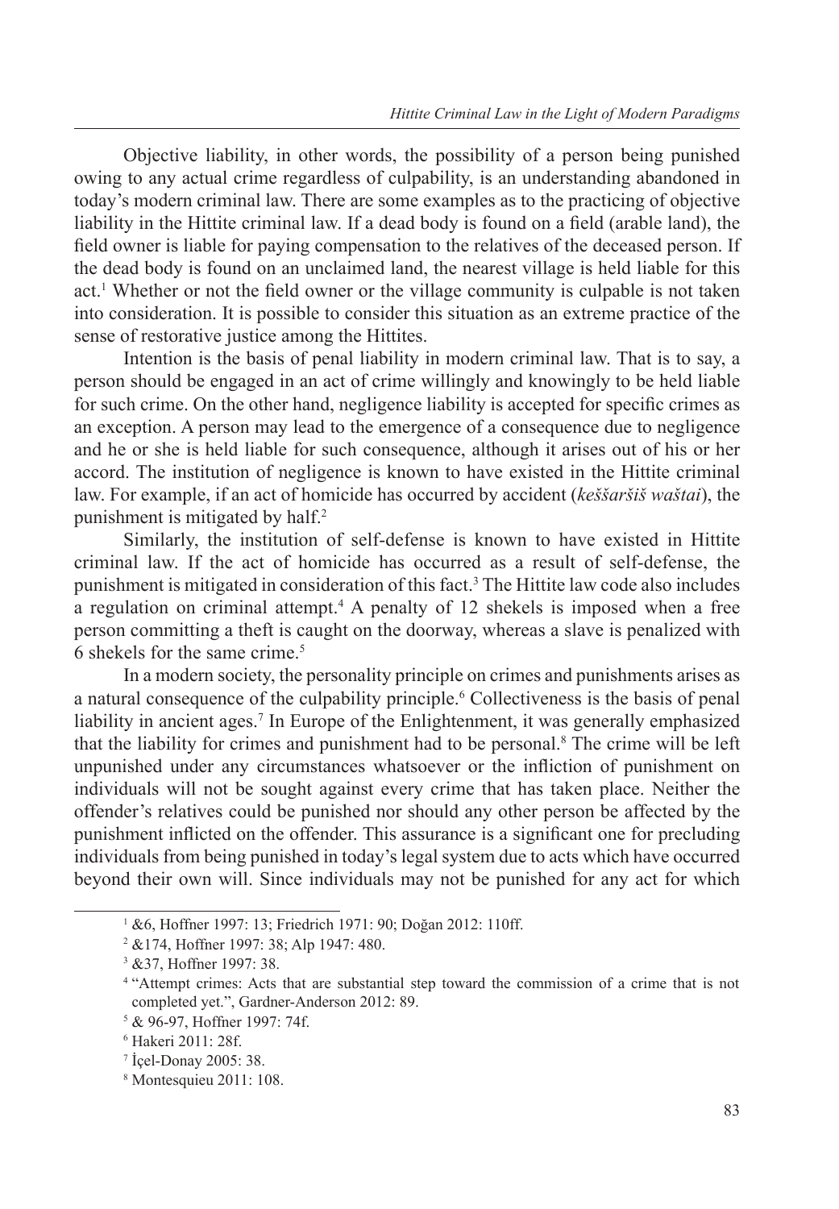Objective liability, in other words, the possibility of a person being punished owing to any actual crime regardless of culpability, is an understanding abandoned in today's modern criminal law. There are some examples as to the practicing of objective liability in the Hittite criminal law. If a dead body is found on a field (arable land), the field owner is liable for paying compensation to the relatives of the deceased person. If the dead body is found on an unclaimed land, the nearest village is held liable for this act.[1] Whether or not the field owner or the village community is culpable is not taken into consideration. It is possible to consider this situation as an extreme practice of the sense of restorative justice among the Hittites.

Intention is the basis of penal liability in modern criminal law. That is to say, a person should be engaged in an act of crime willingly and knowingly to be held liable for such crime. On the other hand, negligence liability is accepted for specific crimes as an exception. A person may lead to the emergence of a consequence due to negligence and he or she is held liable for such consequence, although it arises out of his or her accord. The institution of negligence is known to have existed in the Hittite criminal law. For example, if an act of homicide has occurred by accident (*keššaršiš waštai*), the punishment is mitigated by half.[2]

Similarly, the institution of self-defense is known to have existed in Hittite criminal law. If the act of homicide has occurred as a result of self-defense, the punishment is mitigated in consideration of this fact.[3] The Hittite law code also includes a regulation on criminal attempt.[4] A penalty of 12 shekels is imposed when a free person committing a theft is caught on the doorway, whereas a slave is penalized with 6 shekels for the same crime.[5]

In a modern society, the personality principle on crimes and punishments arises as a natural consequence of the culpability principle.[6] Collectiveness is the basis of penal liability in ancient ages.[7] In Europe of the Enlightenment, it was generally emphasized that the liability for crimes and punishment had to be personal.[8] The crime will be left unpunished under any circumstances whatsoever or the infliction of punishment on individuals will not be sought against every crime that has taken place. Neither the offender's relatives could be punished nor should any other person be affected by the punishment inflicted on the offender. This assurance is a significant one for precluding individuals from being punished in today's legal system due to acts which have occurred beyond their own will. Since individuals may not be punished for any act for which

---

[1] &6, Hoffner 1997: 13; Friedrich 1971: 90; Doğan 2012: 110ff.

[2] &174, Hoffner 1997: 38; Alp 1947: 480.

[3] &37, Hoffner 1997: 38.

[4] "Attempt crimes: Acts that are substantial step toward the commission of a crime that is not completed yet.", Gardner-Anderson 2012: 89.

[5] & 96-97, Hoffner 1997: 74f.

[6] Hakeri 2011: 28f.

[7] İçel-Donay 2005: 38.

[8] Montesquieu 2011: 108.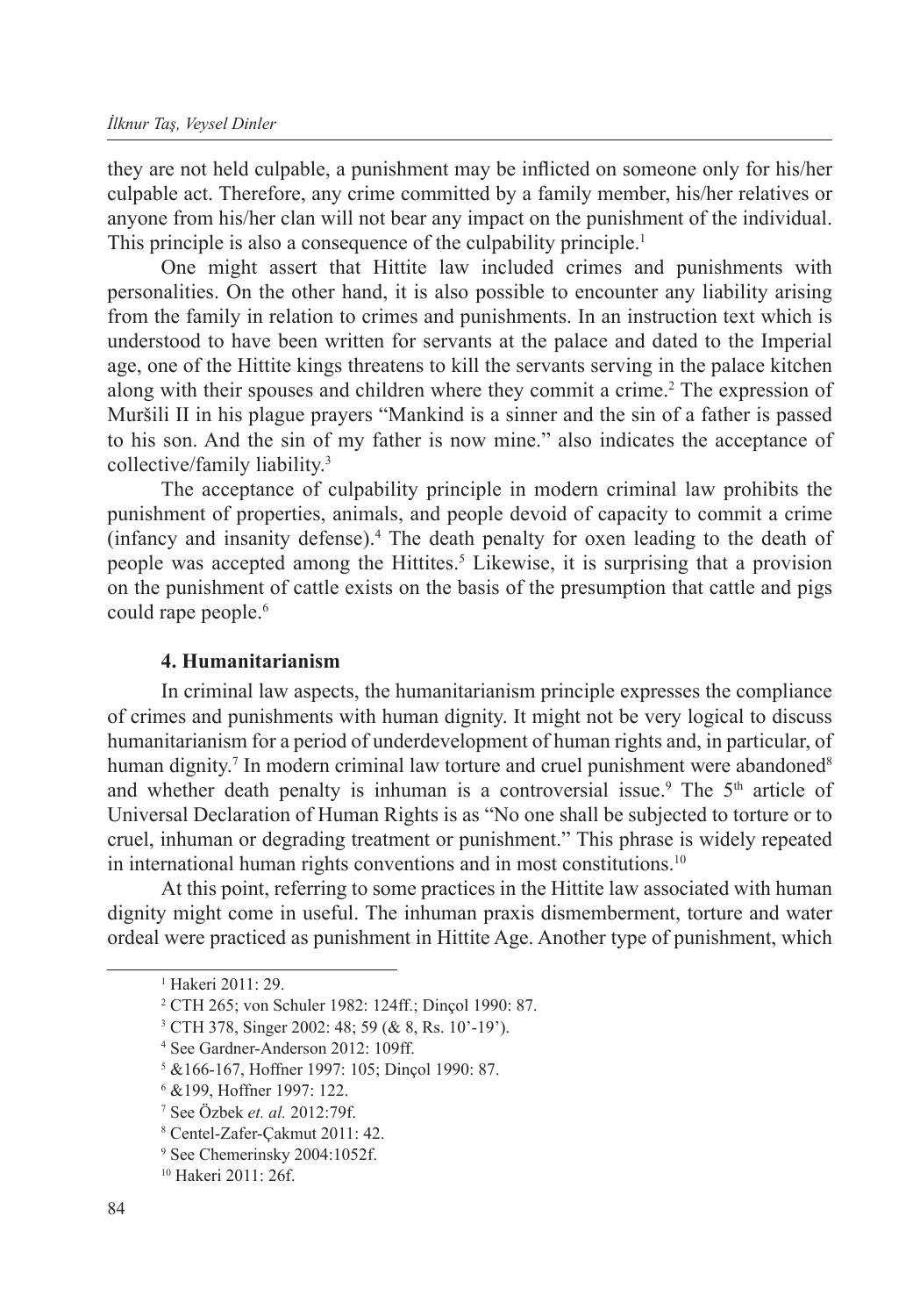they are not held culpable, a punishment may be inflicted on someone only for his/her culpable act. Therefore, any crime committed by a family member, his/her relatives or anyone from his/her clan will not bear any impact on the punishment of the individual. This principle is also a consequence of the culpability principle.[1]

One might assert that Hittite law included crimes and punishments with personalities. On the other hand, it is also possible to encounter any liability arising from the family in relation to crimes and punishments. In an instruction text which is understood to have been written for servants at the palace and dated to the Imperial age, one of the Hittite kings threatens to kill the servants serving in the palace kitchen along with their spouses and children where they commit a crime.[2] The expression of Muršili II in his plague prayers "Mankind is a sinner and the sin of a father is passed to his son. And the sin of my father is now mine." also indicates the acceptance of collective/family liability.[3]

The acceptance of culpability principle in modern criminal law prohibits the punishment of properties, animals, and people devoid of capacity to commit a crime (infancy and insanity defense).[4] The death penalty for oxen leading to the death of people was accepted among the Hittites.[5] Likewise, it is surprising that a provision on the punishment of cattle exists on the basis of the presumption that cattle and pigs could rape people.[6]

#### 4. Humanitarianism

In criminal law aspects, the humanitarianism principle expresses the compliance of crimes and punishments with human dignity. It might not be very logical to discuss humanitarianism for a period of underdevelopment of human rights and, in particular, of human dignity.[7] In modern criminal law torture and cruel punishment were abandoned[8] and whether death penalty is inhuman is a controversial issue.[9] The 5th article of Universal Declaration of Human Rights is as "No one shall be subjected to torture or to cruel, inhuman or degrading treatment or punishment." This phrase is widely repeated in international human rights conventions and in most constitutions.[10]

At this point, referring to some practices in the Hittite law associated with human dignity might come in useful. The inhuman praxis dismemberment, torture and water ordeal were practiced as punishment in Hittite Age. Another type of punishment, which

---

[1] Hakeri 2011: 29.

[2] CTH 265; von Schuler 1982: 124ff.; Dinçol 1990: 87.

[3] CTH 378, Singer 2002: 48; 59 (& 8, Rs. 10'-19').

[4] See Gardner-Anderson 2012: 109ff.

[5] &166-167, Hoffner 1997: 105; Dinçol 1990: 87.

[6] &199, Hoffner 1997: 122.

[7] See Özbek *et. al.* 2012:79f.

[8] Centel-Zafer-Çakmut 2011: 42.

[9] See Chemerinsky 2004:1052f.

[10] Hakeri 2011: 26f.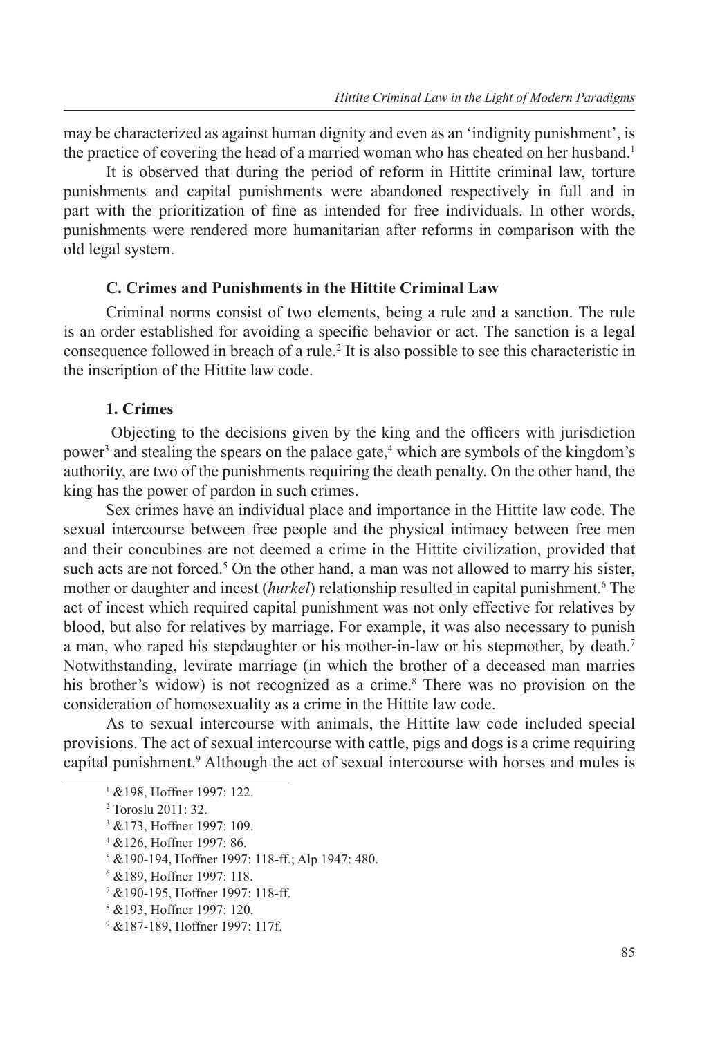may be characterized as against human dignity and even as an 'indignity punishment', is the practice of covering the head of a married woman who has cheated on her husband.[1]

It is observed that during the period of reform in Hittite criminal law, torture punishments and capital punishments were abandoned respectively in full and in part with the prioritization of fine as intended for free individuals. In other words, punishments were rendered more humanitarian after reforms in comparison with the old legal system.

### C. Crimes and Punishments in the Hittite Criminal Law

Criminal norms consist of two elements, being a rule and a sanction. The rule is an order established for avoiding a specific behavior or act. The sanction is a legal consequence followed in breach of a rule.[2] It is also possible to see this characteristic in the inscription of the Hittite law code.

#### 1. Crimes

Objecting to the decisions given by the king and the officers with jurisdiction power[3] and stealing the spears on the palace gate,[4] which are symbols of the kingdom's authority, are two of the punishments requiring the death penalty. On the other hand, the king has the power of pardon in such crimes.

Sex crimes have an individual place and importance in the Hittite law code. The sexual intercourse between free people and the physical intimacy between free men and their concubines are not deemed a crime in the Hittite civilization, provided that such acts are not forced.[5] On the other hand, a man was not allowed to marry his sister, mother or daughter and incest (*hurkel*) relationship resulted in capital punishment.[6] The act of incest which required capital punishment was not only effective for relatives by blood, but also for relatives by marriage. For example, it was also necessary to punish a man, who raped his stepdaughter or his mother-in-law or his stepmother, by death.[7] Notwithstanding, levirate marriage (in which the brother of a deceased man marries his brother's widow) is not recognized as a crime.[8] There was no provision on the consideration of homosexuality as a crime in the Hittite law code.

As to sexual intercourse with animals, the Hittite law code included special provisions. The act of sexual intercourse with cattle, pigs and dogs is a crime requiring capital punishment.[9] Although the act of sexual intercourse with horses and mules is

---

[1] &198, Hoffner 1997: 122.

[2] Toroslu 2011: 32.

[3] &173, Hoffner 1997: 109.

[4] &126, Hoffner 1997: 86.

[5] &190-194, Hoffner 1997: 118-ff.; Alp 1947: 480.

[6] &189, Hoffner 1997: 118.

[7] &190-195, Hoffner 1997: 118-ff.

[8] &193, Hoffner 1997: 120.

[9] &187-189, Hoffner 1997: 117f.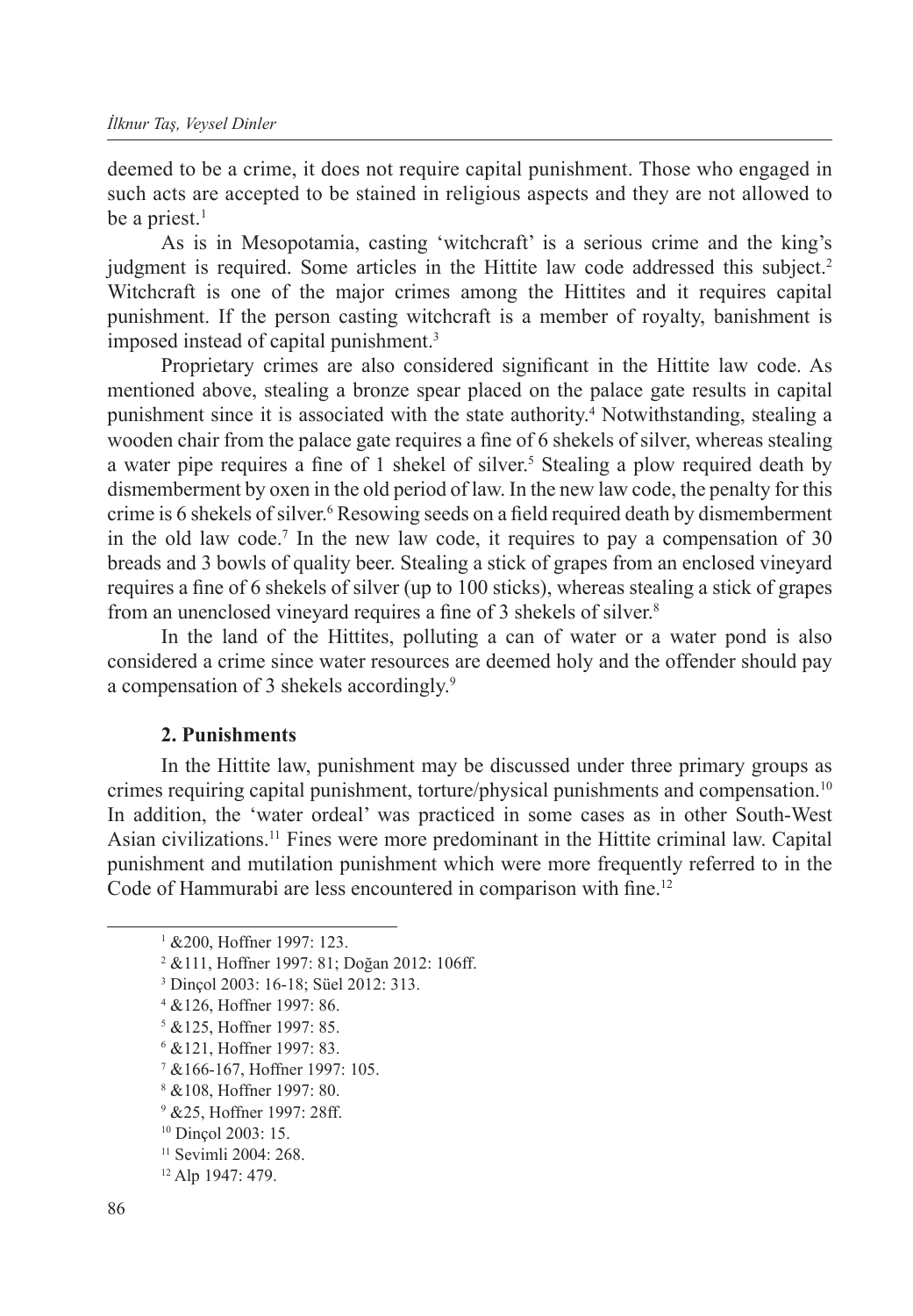deemed to be a crime, it does not require capital punishment. Those who engaged in such acts are accepted to be stained in religious aspects and they are not allowed to be a priest.[1]

As is in Mesopotamia, casting 'witchcraft' is a serious crime and the king's judgment is required. Some articles in the Hittite law code addressed this subject.[2] Witchcraft is one of the major crimes among the Hittites and it requires capital punishment. If the person casting witchcraft is a member of royalty, banishment is imposed instead of capital punishment.[3]

Proprietary crimes are also considered significant in the Hittite law code. As mentioned above, stealing a bronze spear placed on the palace gate results in capital punishment since it is associated with the state authority.[4] Notwithstanding, stealing a wooden chair from the palace gate requires a fine of 6 shekels of silver, whereas stealing a water pipe requires a fine of 1 shekel of silver.[5] Stealing a plow required death by dismemberment by oxen in the old period of law. In the new law code, the penalty for this crime is 6 shekels of silver.[6] Resowing seeds on a field required death by dismemberment in the old law code.[7] In the new law code, it requires to pay a compensation of 30 breads and 3 bowls of quality beer. Stealing a stick of grapes from an enclosed vineyard requires a fine of 6 shekels of silver (up to 100 sticks), whereas stealing a stick of grapes from an unenclosed vineyard requires a fine of 3 shekels of silver.[8]

In the land of the Hittites, polluting a can of water or a water pond is also considered a crime since water resources are deemed holy and the offender should pay a compensation of 3 shekels accordingly.[9]

### 2. Punishments

In the Hittite law, punishment may be discussed under three primary groups as crimes requiring capital punishment, torture/physical punishments and compensation.[10] In addition, the 'water ordeal' was practiced in some cases as in other South-West Asian civilizations.[11] Fines were more predominant in the Hittite criminal law. Capital punishment and mutilation punishment which were more frequently referred to in the Code of Hammurabi are less encountered in comparison with fine.[12]

---

[1] &200, Hoffner 1997: 123.

[2] &111, Hoffner 1997: 81; Doğan 2012: 106ff.

[3] Dinçol 2003: 16-18; Süel 2012: 313.

[4] &126, Hoffner 1997: 86.

[5] &125, Hoffner 1997: 85.

[6] &121, Hoffner 1997: 83.

[7] &166-167, Hoffner 1997: 105.

[8] &108, Hoffner 1997: 80.

[9] &25, Hoffner 1997: 28ff.

[10] Dinçol 2003: 15.

[11] Sevimli 2004: 268.

[12] Alp 1947: 479.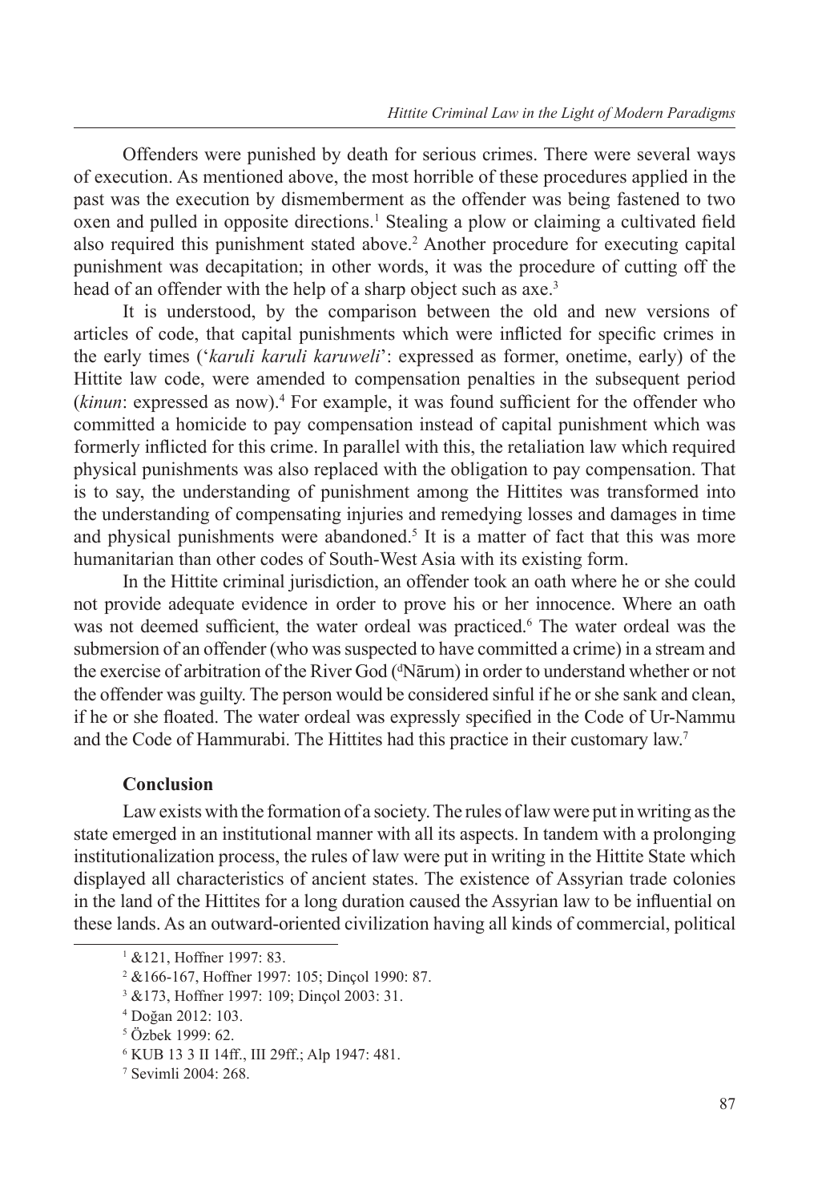Offenders were punished by death for serious crimes. There were several ways of execution. As mentioned above, the most horrible of these procedures applied in the past was the execution by dismemberment as the offender was being fastened to two oxen and pulled in opposite directions.[1] Stealing a plow or claiming a cultivated field also required this punishment stated above.[2] Another procedure for executing capital punishment was decapitation; in other words, it was the procedure of cutting off the head of an offender with the help of a sharp object such as axe.[3]

It is understood, by the comparison between the old and new versions of articles of code, that capital punishments which were inflicted for specific crimes in the early times ('*karuli karuli karuweli*': expressed as former, onetime, early) of the Hittite law code, were amended to compensation penalties in the subsequent period (*kinun*: expressed as now).[4] For example, it was found sufficient for the offender who committed a homicide to pay compensation instead of capital punishment which was formerly inflicted for this crime. In parallel with this, the retaliation law which required physical punishments was also replaced with the obligation to pay compensation. That is to say, the understanding of punishment among the Hittites was transformed into the understanding of compensating injuries and remedying losses and damages in time and physical punishments were abandoned.[5] It is a matter of fact that this was more humanitarian than other codes of South-West Asia with its existing form.

In the Hittite criminal jurisdiction, an offender took an oath where he or she could not provide adequate evidence in order to prove his or her innocence. Where an oath was not deemed sufficient, the water ordeal was practiced.[6] The water ordeal was the submersion of an offender (who was suspected to have committed a crime) in a stream and the exercise of arbitration of the River God ($^{d}$Nārum) in order to understand whether or not the offender was guilty. The person would be considered sinful if he or she sank and clean, if he or she floated. The water ordeal was expressly specified in the Code of Ur-Nammu and the Code of Hammurabi. The Hittites had this practice in their customary law.[7]

## Conclusion

Law exists with the formation of a society. The rules of law were put in writing as the state emerged in an institutional manner with all its aspects. In tandem with a prolonging institutionalization process, the rules of law were put in writing in the Hittite State which displayed all characteristics of ancient states. The existence of Assyrian trade colonies in the land of the Hittites for a long duration caused the Assyrian law to be influential on these lands. As an outward-oriented civilization having all kinds of commercial, political

---

[1] &121, Hoffner 1997: 83.

[2] &166-167, Hoffner 1997: 105; Dinçol 1990: 87.

[3] &173, Hoffner 1997: 109; Dinçol 2003: 31.

[4] Doğan 2012: 103.

[5] Özbek 1999: 62.

[6] KUB 13 3 II 14ff., III 29ff.; Alp 1947: 481.

[7] Sevimli 2004: 268.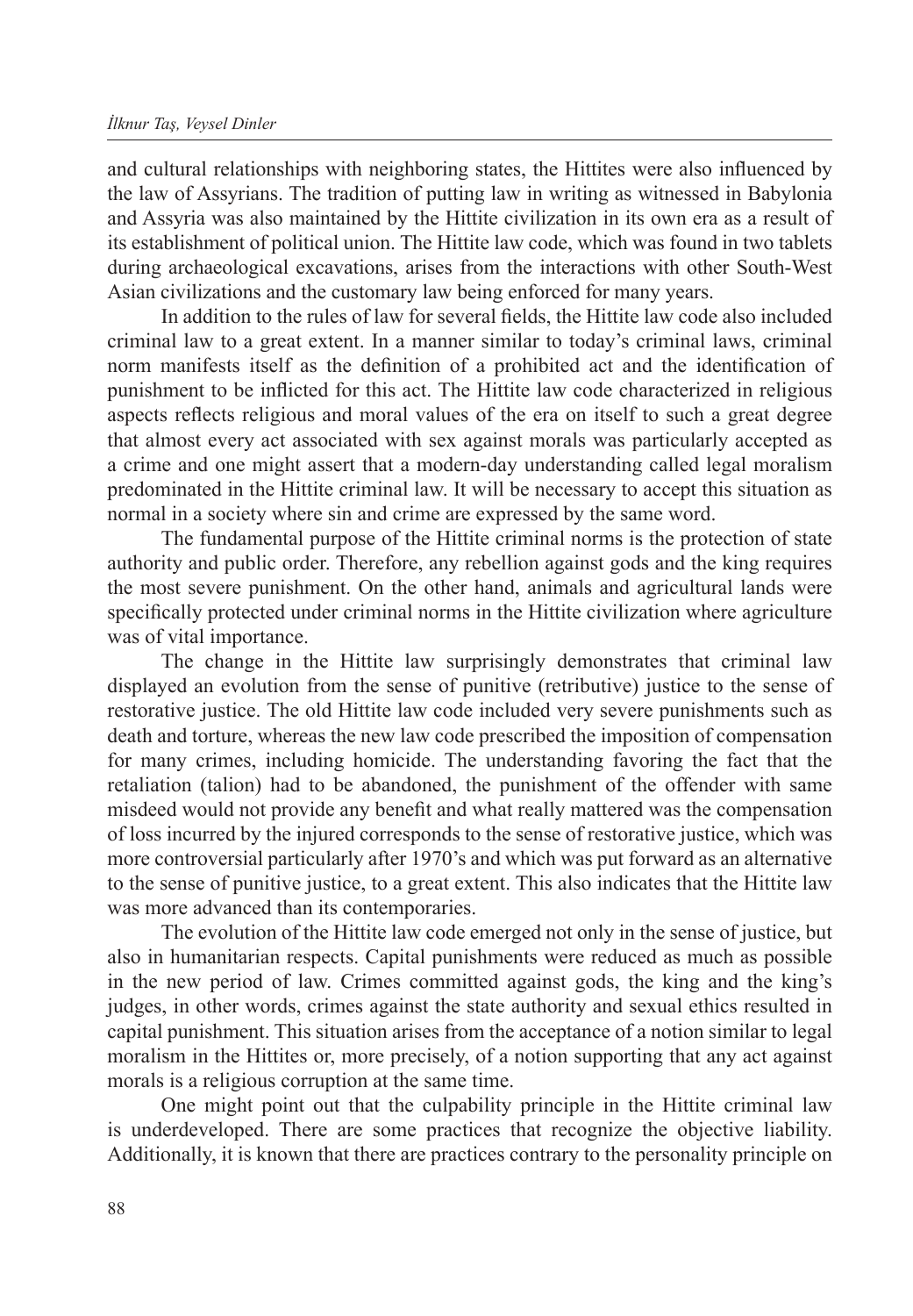and cultural relationships with neighboring states, the Hittites were also influenced by the law of Assyrians. The tradition of putting law in writing as witnessed in Babylonia and Assyria was also maintained by the Hittite civilization in its own era as a result of its establishment of political union. The Hittite law code, which was found in two tablets during archaeological excavations, arises from the interactions with other South-West Asian civilizations and the customary law being enforced for many years.

In addition to the rules of law for several fields, the Hittite law code also included criminal law to a great extent. In a manner similar to today's criminal laws, criminal norm manifests itself as the definition of a prohibited act and the identification of punishment to be inflicted for this act. The Hittite law code characterized in religious aspects reflects religious and moral values of the era on itself to such a great degree that almost every act associated with sex against morals was particularly accepted as a crime and one might assert that a modern-day understanding called legal moralism predominated in the Hittite criminal law. It will be necessary to accept this situation as normal in a society where sin and crime are expressed by the same word.

The fundamental purpose of the Hittite criminal norms is the protection of state authority and public order. Therefore, any rebellion against gods and the king requires the most severe punishment. On the other hand, animals and agricultural lands were specifically protected under criminal norms in the Hittite civilization where agriculture was of vital importance.

The change in the Hittite law surprisingly demonstrates that criminal law displayed an evolution from the sense of punitive (retributive) justice to the sense of restorative justice. The old Hittite law code included very severe punishments such as death and torture, whereas the new law code prescribed the imposition of compensation for many crimes, including homicide. The understanding favoring the fact that the retaliation (talion) had to be abandoned, the punishment of the offender with same misdeed would not provide any benefit and what really mattered was the compensation of loss incurred by the injured corresponds to the sense of restorative justice, which was more controversial particularly after 1970's and which was put forward as an alternative to the sense of punitive justice, to a great extent. This also indicates that the Hittite law was more advanced than its contemporaries.

The evolution of the Hittite law code emerged not only in the sense of justice, but also in humanitarian respects. Capital punishments were reduced as much as possible in the new period of law. Crimes committed against gods, the king and the king's judges, in other words, crimes against the state authority and sexual ethics resulted in capital punishment. This situation arises from the acceptance of a notion similar to legal moralism in the Hittites or, more precisely, of a notion supporting that any act against morals is a religious corruption at the same time.

One might point out that the culpability principle in the Hittite criminal law is underdeveloped. There are some practices that recognize the objective liability. Additionally, it is known that there are practices contrary to the personality principle on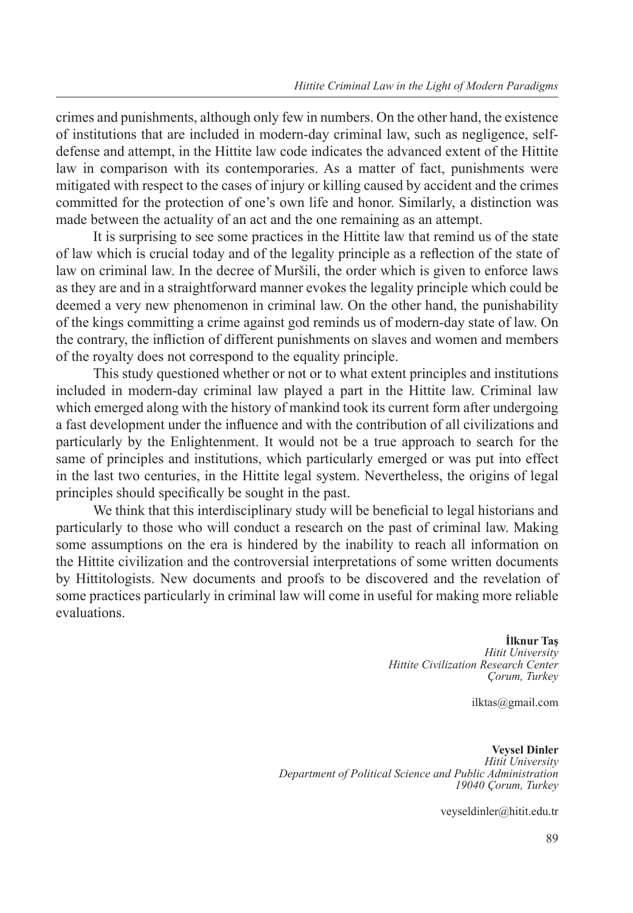crimes and punishments, although only few in numbers. On the other hand, the existence of institutions that are included in modern-day criminal law, such as negligence, self-defense and attempt, in the Hittite law code indicates the advanced extent of the Hittite law in comparison with its contemporaries. As a matter of fact, punishments were mitigated with respect to the cases of injury or killing caused by accident and the crimes committed for the protection of one's own life and honor. Similarly, a distinction was made between the actuality of an act and the one remaining as an attempt.

It is surprising to see some practices in the Hittite law that remind us of the state of law which is crucial today and of the legality principle as a reflection of the state of law on criminal law. In the decree of Muršili, the order which is given to enforce laws as they are and in a straightforward manner evokes the legality principle which could be deemed a very new phenomenon in criminal law. On the other hand, the punishability of the kings committing a crime against god reminds us of modern-day state of law. On the contrary, the infliction of different punishments on slaves and women and members of the royalty does not correspond to the equality principle.

This study questioned whether or not or to what extent principles and institutions included in modern-day criminal law played a part in the Hittite law. Criminal law which emerged along with the history of mankind took its current form after undergoing a fast development under the influence and with the contribution of all civilizations and particularly by the Enlightenment. It would not be a true approach to search for the same of principles and institutions, which particularly emerged or was put into effect in the last two centuries, in the Hittite legal system. Nevertheless, the origins of legal principles should specifically be sought in the past.

We think that this interdisciplinary study will be beneficial to legal historians and particularly to those who will conduct a research on the past of criminal law. Making some assumptions on the era is hindered by the inability to reach all information on the Hittite civilization and the controversial interpretations of some written documents by Hittitologists. New documents and proofs to be discovered and the revelation of some practices particularly in criminal law will come in useful for making more reliable evaluations.

**İlknur Taş**
*Hitit University*
*Hittite Civilization Research Center*
*Çorum, Turkey*

ilktas@gmail.com

**Veysel Dinler**
*Hitit University*
*Department of Political Science and Public Administration*
*19040 Çorum, Turkey*

veyseldinler@hitit.edu.tr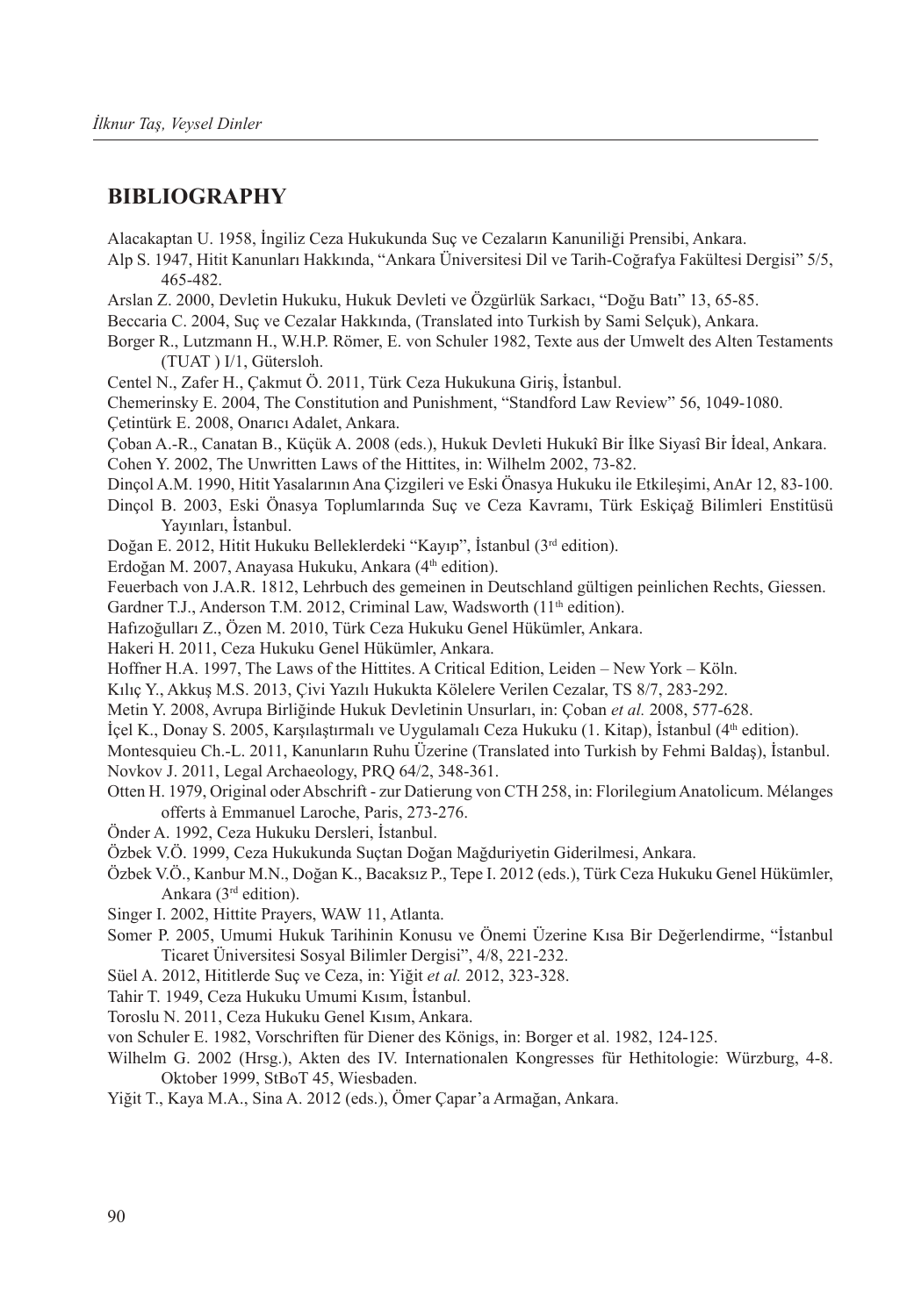## BIBLIOGRAPHY

Alacakaptan U. 1958, İngiliz Ceza Hukukunda Suç ve Cezaların Kanuniliği Prensibi, Ankara.

Alp S. 1947, Hitit Kanunları Hakkında, "Ankara Üniversitesi Dil ve Tarih-Coğrafya Fakültesi Dergisi" 5/5, 465-482.

Arslan Z. 2000, Devletin Hukuku, Hukuk Devleti ve Özgürlük Sarkacı, "Doğu Batı" 13, 65-85.

Beccaria C. 2004, Suç ve Cezalar Hakkında, (Translated into Turkish by Sami Selçuk), Ankara.

Borger R., Lutzmann H., W.H.P. Römer, E. von Schuler 1982, Texte aus der Umwelt des Alten Testaments (TUAT ) I/1, Gütersloh.

Centel N., Zafer H., Çakmut Ö. 2011, Türk Ceza Hukukuna Giriş, İstanbul.

Chemerinsky E. 2004, The Constitution and Punishment, "Standford Law Review" 56, 1049-1080.

Çetintürk E. 2008, Onarıcı Adalet, Ankara.

Çoban A.-R., Canatan B., Küçük A. 2008 (eds.), Hukuk Devleti Hukukî Bir İlke Siyasî Bir İdeal, Ankara.

Cohen Y. 2002, The Unwritten Laws of the Hittites, in: Wilhelm 2002, 73-82.

Dinçol A.M. 1990, Hitit Yasalarının Ana Çizgileri ve Eski Önasya Hukuku ile Etkileşimi, AnAr 12, 83-100.

Dinçol B. 2003, Eski Önasya Toplumlarında Suç ve Ceza Kavramı, Türk Eskiçağ Bilimleri Enstitüsü Yayınları, İstanbul.

Doğan E. 2012, Hitit Hukuku Belleklerdeki "Kayıp", İstanbul (3rd edition).

Erdoğan M. 2007, Anayasa Hukuku, Ankara (4th edition).

Feuerbach von J.A.R. 1812, Lehrbuch des gemeinen in Deutschland gültigen peinlichen Rechts, Giessen.

Gardner T.J., Anderson T.M. 2012, Criminal Law, Wadsworth (11th edition).

Hafızoğulları Z., Özen M. 2010, Türk Ceza Hukuku Genel Hükümler, Ankara.

Hakeri H. 2011, Ceza Hukuku Genel Hükümler, Ankara.

Hoffner H.A. 1997, The Laws of the Hittites. A Critical Edition, Leiden – New York – Köln.

Kılıç Y., Akkuş M.S. 2013, Çivi Yazılı Hukukta Kölelere Verilen Cezalar, TS 8/7, 283-292.

Metin Y. 2008, Avrupa Birliğinde Hukuk Devletinin Unsurları, in: Çoban *et al.* 2008, 577-628.

İçel K., Donay S. 2005, Karşılaştırmalı ve Uygulamalı Ceza Hukuku (1. Kitap), İstanbul (4th edition).

Montesquieu Ch.-L. 2011, Kanunların Ruhu Üzerine (Translated into Turkish by Fehmi Baldaş), İstanbul.

Novkov J. 2011, Legal Archaeology, PRQ 64/2, 348-361.

Otten H. 1979, Original oder Abschrift - zur Datierung von CTH 258, in: Florilegium Anatolicum. Mélanges offerts à Emmanuel Laroche, Paris, 273-276.

Önder A. 1992, Ceza Hukuku Dersleri, İstanbul.

Özbek V.Ö. 1999, Ceza Hukukunda Suçtan Doğan Mağduriyetin Giderilmesi, Ankara.

Özbek V.Ö., Kanbur M.N., Doğan K., Bacaksız P., Tepe I. 2012 (eds.), Türk Ceza Hukuku Genel Hükümler, Ankara (3rd edition).

Singer I. 2002, Hittite Prayers, WAW 11, Atlanta.

Somer P. 2005, Umumi Hukuk Tarihinin Konusu ve Önemi Üzerine Kısa Bir Değerlendirme, "İstanbul Ticaret Üniversitesi Sosyal Bilimler Dergisi", 4/8, 221-232.

Süel A. 2012, Hititlerde Suç ve Ceza, in: Yiğit *et al.* 2012, 323-328.

Tahir T. 1949, Ceza Hukuku Umumi Kısım, İstanbul.

Toroslu N. 2011, Ceza Hukuku Genel Kısım, Ankara.

von Schuler E. 1982, Vorschriften für Diener des Königs, in: Borger et al. 1982, 124-125.

Wilhelm G. 2002 (Hrsg.), Akten des IV. Internationalen Kongresses für Hethitologie: Würzburg, 4-8. Oktober 1999, StBoT 45, Wiesbaden.

Yiğit T., Kaya M.A., Sina A. 2012 (eds.), Ömer Çapar'a Armağan, Ankara.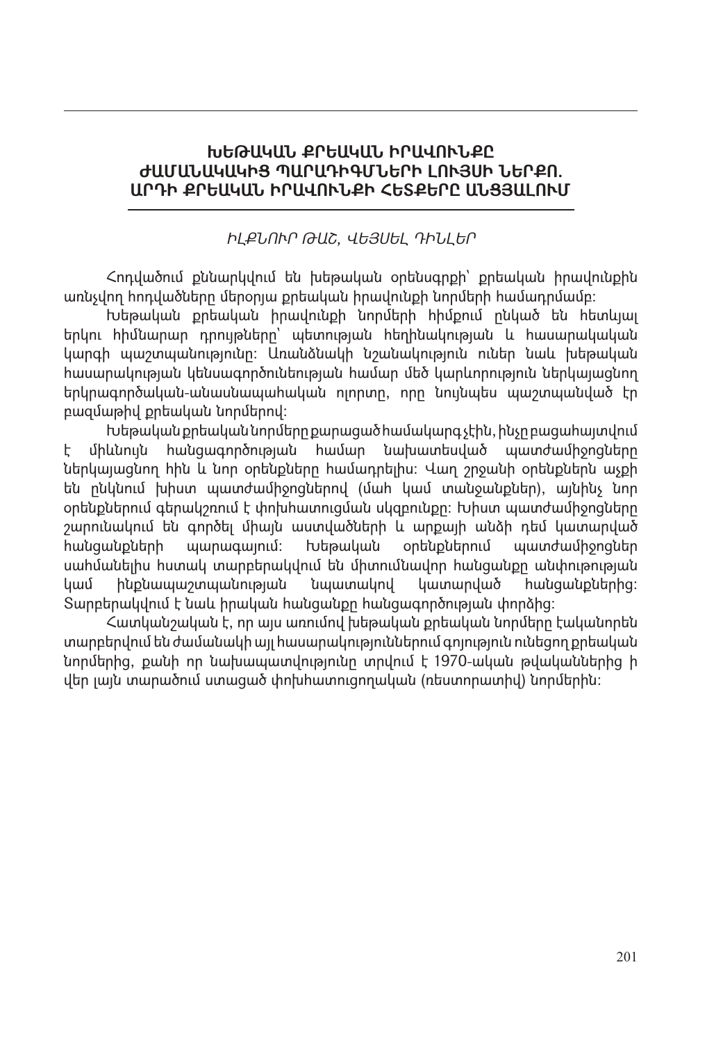# ԽԵԹԱԿԱՆ ՔՐԵԱԿԱՆ ԻՐԱՎՈՒՆՔԸ ԺԱՄԱՆԱԿԱԿԻՑ ՊԱՐԱԴԻԳՄՆԵՐԻ ԼՈՒՅՍԻ ՆԵՐՔՈ. ԱՐԴԻ ՔՐԵԱԿԱՆ ԻՐԱՎՈՒՆՔԻ ՀԵՏՔԵՐԸ ԱՆՑՅԱԼՈՒՄ

*ԻԼՔՆՈՒՐ ԹԱՇ, ՎԵՅՍԵԼ ԴԻՆԼԵՐ*

Հոդվածում քննարկվում են խեթական օրենսգրքի՝ քրեական իրավունքին առնչվող հոդվածները մերօրյա քրեական իրավունքի նորմերի համադրմամբ:

Խեթական քրեական իրավունքի նորմերի հիմքում ընկած են հետևյալ երկու հիմնարար դրույթները՝ պետության հեղինակության և հասարակական կարգի պաշտպանությունը: Առանձնակի նշանակություն ուներ նաև խեթական հասարակության կենսագործունեության համար մեծ կարևորություն ներկայացնող երկրագործական-անասնապահական ոլորտը, որը նույնպես պաշտպանված էր բազմաթիվ քրեական նորմերով:

Խեթական քրեական նորմերը քարացած համակարգ չէին, ինչը բացահայտվում է միևնույն հանցագործության համար նախատեսված պատժամիջոցները ներկայացնող հին և նոր օրենքները համադրելիս: Վաղ շրջանի օրենքներն աչքի են ընկնում խիստ պատժամիջոցներով (մահ կամ տանջանքներ), այնինչ նոր օրենքներում գերակշռում է փոխհատուցման սկզբունքը: Խիստ պատժամիջոցները շարունակում են գործել միայն աստվածների և արքայի անձի դեմ կատարված հանցանքների պարագայում: Խեթական օրենքներում պատժամիջոցներ սահմանելիս հստակ տարբերակվում են միտումնավոր հանցանքը անփութության կամ ինքնապաշտպանության նպատակով կատարված հանցանքներից: Տարբերակվում է նաև իրական հանցանքը հանցագործության փորձից:

Հատկանշական է, որ այս առումով խեթական քրեական նորմերը էականորեն տարբերվում են ժամանակի այլ հասարակություններում գոյություն ունեցող քրեական նորմերից, քանի որ նախապատվությունը տրվում է 1970-ական թվականներից ի վեր լայն տարածում ստացած փոխհատուցողական (ռեստորատիվ) նորմերին: